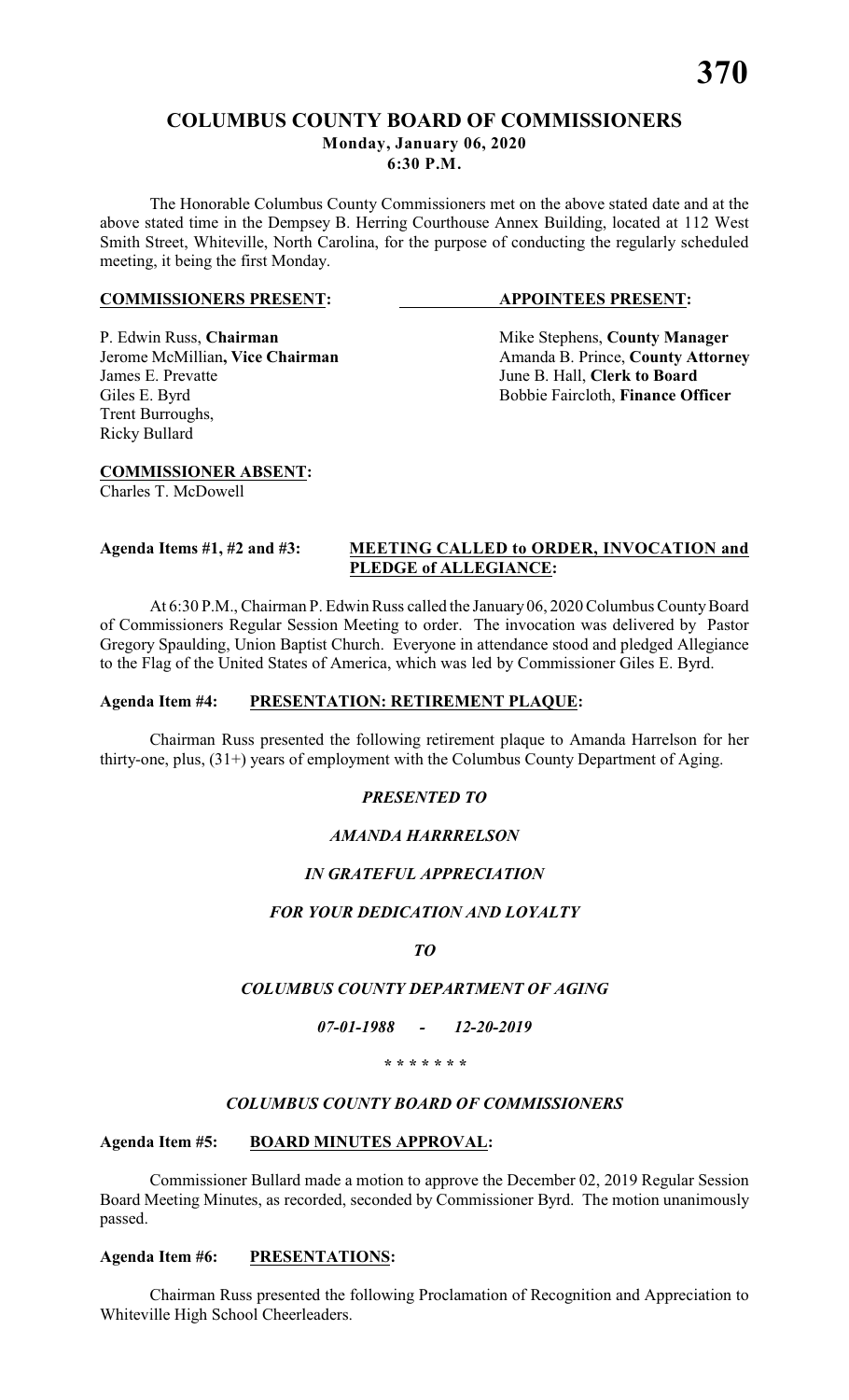# COLUMBUS COUNTY BOARD OF COMMISSIONERS

**Monday, January 06, 2020**
**6:30 P.M.**

The Honorable Columbus County Commissioners met on the above stated date and at the above stated time in the Dempsey B. Herring Courthouse Annex Building, located at 112 West Smith Street, Whiteville, North Carolina, for the purpose of conducting the regularly scheduled meeting, it being the first Monday.

| **COMMISSIONERS PRESENT:** | **APPOINTEES PRESENT:** |
|---|---|
| P. Edwin Russ, **Chairman** | Mike Stephens, **County Manager** |
| Jerome McMillian**, Vice Chairman** | Amanda B. Prince, **County Attorney** |
| James E. Prevatte | June B. Hall, **Clerk to Board** |
| Giles E. Byrd | Bobbie Faircloth, **Finance Officer** |
| Trent Burroughs, | |
| Ricky Bullard | |

**COMMISSIONER ABSENT:**
Charles T. McDowell

**Agenda Items #1, #2 and #3: MEETING CALLED to ORDER, INVOCATION and PLEDGE of ALLEGIANCE:**

At 6:30 P.M., Chairman P. Edwin Russ called the January 06, 2020 Columbus County Board of Commissioners Regular Session Meeting to order. The invocation was delivered by Pastor Gregory Spaulding, Union Baptist Church. Everyone in attendance stood and pledged Allegiance to the Flag of the United States of America, which was led by Commissioner Giles E. Byrd.

**Agenda Item #4: PRESENTATION: RETIREMENT PLAQUE:**

Chairman Russ presented the following retirement plaque to Amanda Harrelson for her thirty-one, plus, (31+) years of employment with the Columbus County Department of Aging.

*PRESENTED TO*

*AMANDA HARRRELSON*

*IN GRATEFUL APPRECIATION*

*FOR YOUR DEDICATION AND LOYALTY*

*TO*

*COLUMBUS COUNTY DEPARTMENT OF AGING*

*07-01-1988 - 12-20-2019*

*\* \* \* \* \* \* \**

*COLUMBUS COUNTY BOARD OF COMMISSIONERS*

**Agenda Item #5: BOARD MINUTES APPROVAL:**

Commissioner Bullard made a motion to approve the December 02, 2019 Regular Session Board Meeting Minutes, as recorded, seconded by Commissioner Byrd. The motion unanimously passed.

**Agenda Item #6: PRESENTATIONS:**

Chairman Russ presented the following Proclamation of Recognition and Appreciation to Whiteville High School Cheerleaders.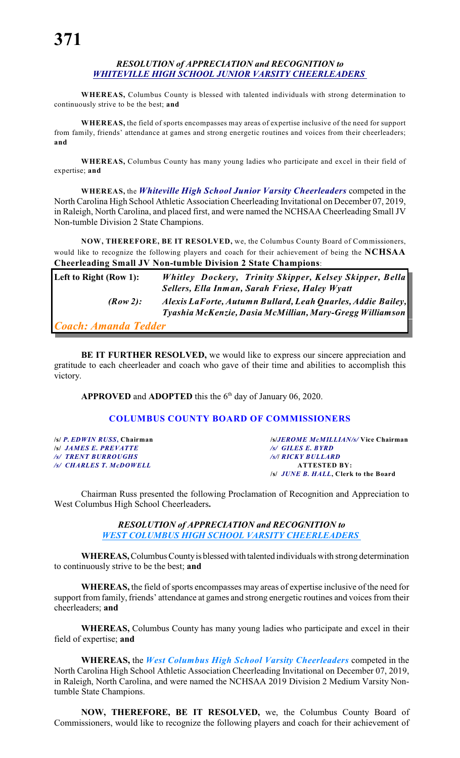### *RESOLUTION of APPRECIATION and RECOGNITION to WHITEVILLE HIGH SCHOOL JUNIOR VARSITY CHEERLEADERS*

**WHEREAS,** Columbus County is blessed with talented individuals with strong determination to continuously strive to be the best; **and**

**WHEREAS,** the field of sports encompasses may areas of expertise inclusive of the need for support from family, friends' attendance at games and strong energetic routines and voices from their cheerleaders; **and**

**WHEREAS,** Columbus County has many young ladies who participate and excel in their field of expertise; **and**

**WHEREAS,** the ***Whiteville High School Junior Varsity Cheerleaders*** competed in the North Carolina High School Athletic Association Cheerleading Invitational on December 07, 2019, in Raleigh, North Carolina, and placed first, and were named the NCHSAA Cheerleading Small JV Non-tumble Division 2 State Champions.

**NOW, THEREFORE, BE IT RESOLVED,** we, the Columbus County Board of Commissioners, would like to recognize the following players and coach for their achievement of being the **NCHSAA Cheerleading Small JV Non-tumble Division 2 State Champions**:

| | |
|---|---|
| **Left to Right (Row 1):** | ***Whitley Dockery, Trinity Skipper, Kelsey Skipper, Bella Sellers, Ella Inman, Sarah Friese, Haley Wyatt*** |
| ***(Row 2):*** | ***Alexis LaForte, Autumn Bullard, Leah Quarles, Addie Bailey, Tyashia McKenzie, Dasia McMillian, Mary-Gregg Williamson*** |
| ***Coach: Amanda Tedder*** | |

**BE IT FURTHER RESOLVED,** we would like to express our sincere appreciation and gratitude to each cheerleader and coach who gave of their time and abilities to accomplish this victory.

**APPROVED** and **ADOPTED** this the 6th day of January 06, 2020.

**COLUMBUS COUNTY BOARD OF COMMISSIONERS**

/s/ *P. EDWIN RUSS*, **Chairman**
/s/ *JAMES E. PREVATTE*
/s/ *TRENT BURROUGHS*
/s/ *CHARLES T. McDOWELL*

/s/*JEROME McMILLIAN/s/* **Vice Chairman**
/s/ *GILES E. BYRD*
/s/| *RICKY BULLARD*
**ATTESTED BY:**
/s/ *JUNE B. HALL*, **Clerk to the Board**

Chairman Russ presented the following Proclamation of Recognition and Appreciation to West Columbus High School Cheerleaders**.**

### *RESOLUTION of APPRECIATION and RECOGNITION to WEST COLUMBUS HIGH SCHOOL VARSITY CHEERLEADERS*

**WHEREAS,** Columbus County is blessed with talented individuals with strong determination to continuously strive to be the best; **and**

**WHEREAS,** the field of sports encompasses may areas of expertise inclusive of the need for support from family, friends' attendance at games and strong energetic routines and voices from their cheerleaders; **and**

**WHEREAS,** Columbus County has many young ladies who participate and excel in their field of expertise; **and**

**WHEREAS,** the ***West Columbus High School Varsity Cheerleaders*** competed in the North Carolina High School Athletic Association Cheerleading Invitational on December 07, 2019, in Raleigh, North Carolina, and were named the NCHSAA 2019 Division 2 Medium Varsity Non-tumble State Champions.

**NOW, THEREFORE, BE IT RESOLVED,** we, the Columbus County Board of Commissioners, would like to recognize the following players and coach for their achievement of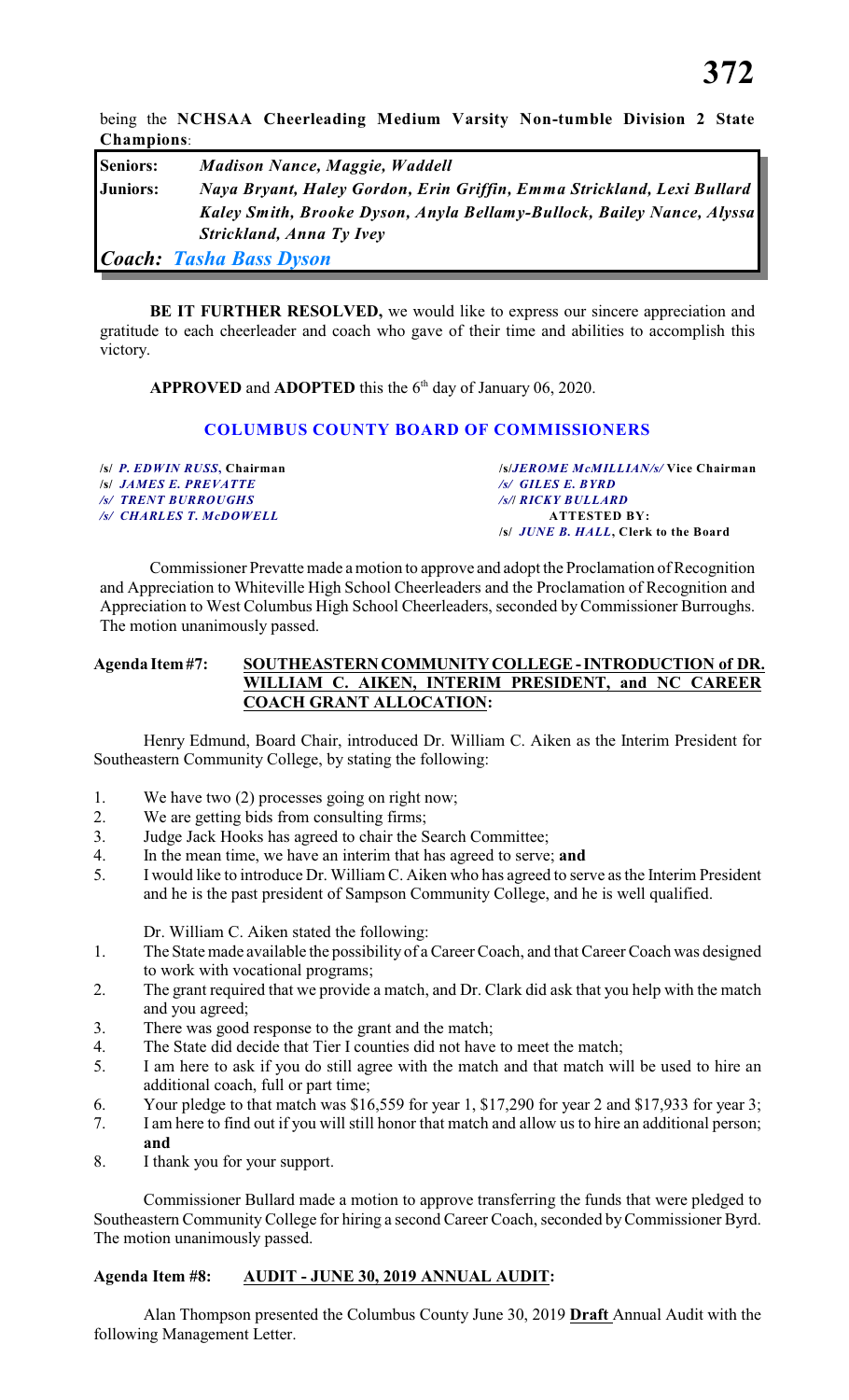being the **NCHSAA Cheerleading Medium Varsity Non-tumble Division 2 State Champions**:

| | |
|---|---|
| **Seniors:** | ***Madison Nance, Maggie, Waddell*** |
| **Juniors:** | ***Naya Bryant, Haley Gordon, Erin Griffin, Emma Strickland, Lexi Bullard Kaley Smith, Brooke Dyson, Anyla Bellamy-Bullock, Bailey Nance, Alyssa Strickland, Anna Ty Ivey*** |
| ***Coach:*** | ***Tasha Bass Dyson*** |

**BE IT FURTHER RESOLVED,** we would like to express our sincere appreciation and gratitude to each cheerleader and coach who gave of their time and abilities to accomplish this victory.

**APPROVED** and **ADOPTED** this the 6th day of January 06, 2020.

**COLUMBUS COUNTY BOARD OF COMMISSIONERS**

/s/ *P. EDWIN RUSS*, **Chairman**
/s/ *JAMES E. PREVATTE*
/s/ *TRENT BURROUGHS*
/s/ *CHARLES T. McDOWELL*

/s/*JEROME McMILLIAN/s/* **Vice Chairman**
/s/ *GILES E. BYRD*
/s/ *RICKY BULLARD*
**ATTESTED BY:**
/s/ *JUNE B. HALL*, **Clerk to the Board**

Commissioner Prevatte made a motion to approve and adopt the Proclamation of Recognition and Appreciation to Whiteville High School Cheerleaders and the Proclamation of Recognition and Appreciation to West Columbus High School Cheerleaders, seconded by Commissioner Burroughs. The motion unanimously passed.

**Agenda Item #7: SOUTHEASTERN COMMUNITY COLLEGE - INTRODUCTION of DR. WILLIAM C. AIKEN, INTERIM PRESIDENT, and NC CAREER COACH GRANT ALLOCATION:**

Henry Edmund, Board Chair, introduced Dr. William C. Aiken as the Interim President for Southeastern Community College, by stating the following:

1. We have two (2) processes going on right now;
2. We are getting bids from consulting firms;
3. Judge Jack Hooks has agreed to chair the Search Committee;
4. In the mean time, we have an interim that has agreed to serve; **and**
5. I would like to introduce Dr. William C. Aiken who has agreed to serve as the Interim President and he is the past president of Sampson Community College, and he is well qualified.

Dr. William C. Aiken stated the following:

1. The State made available the possibility of a Career Coach, and that Career Coach was designed to work with vocational programs;
2. The grant required that we provide a match, and Dr. Clark did ask that you help with the match and you agreed;
3. There was good response to the grant and the match;
4. The State did decide that Tier I counties did not have to meet the match;
5. I am here to ask if you do still agree with the match and that match will be used to hire an additional coach, full or part time;
6. Your pledge to that match was $16,559 for year 1, $17,290 for year 2 and $17,933 for year 3;
7. I am here to find out if you will still honor that match and allow us to hire an additional person; **and**
8. I thank you for your support.

Commissioner Bullard made a motion to approve transferring the funds that were pledged to Southeastern Community College for hiring a second Career Coach, seconded by Commissioner Byrd. The motion unanimously passed.

**Agenda Item #8: AUDIT - JUNE 30, 2019 ANNUAL AUDIT:**

Alan Thompson presented the Columbus County June 30, 2019 **Draft** Annual Audit with the following Management Letter.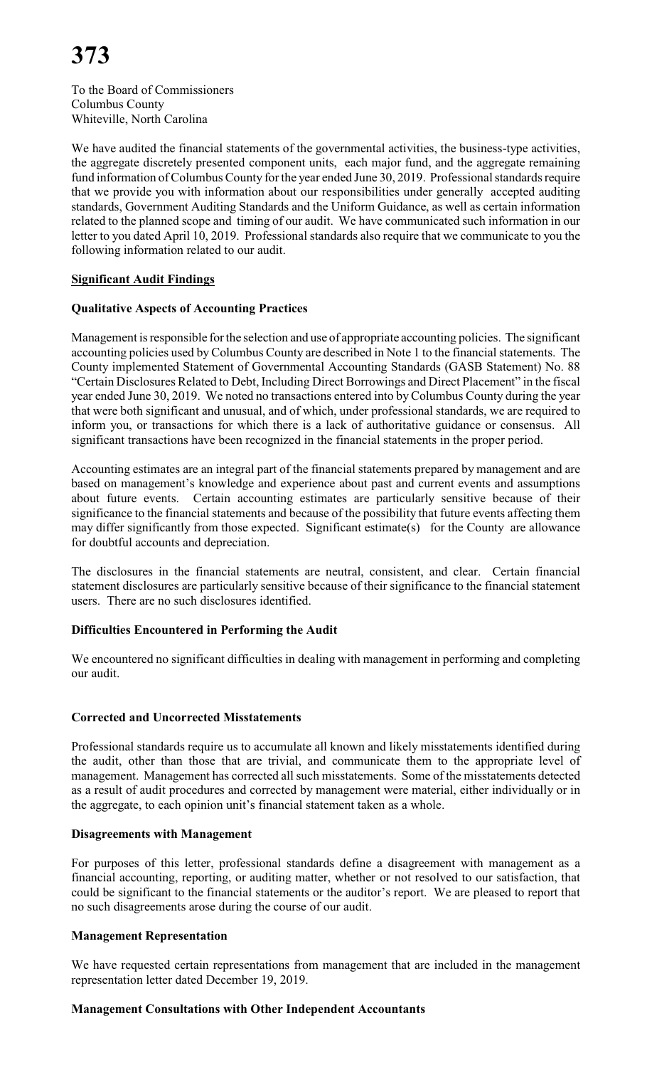To the Board of Commissioners
Columbus County
Whiteville, North Carolina

We have audited the financial statements of the governmental activities, the business-type activities, the aggregate discretely presented component units, each major fund, and the aggregate remaining fund information of Columbus County for the year ended June 30, 2019. Professional standards require that we provide you with information about our responsibilities under generally accepted auditing standards, Government Auditing Standards and the Uniform Guidance, as well as certain information related to the planned scope and timing of our audit. We have communicated such information in our letter to you dated April 10, 2019. Professional standards also require that we communicate to you the following information related to our audit.

**Significant Audit Findings**

**Qualitative Aspects of Accounting Practices**

Management is responsible for the selection and use of appropriate accounting policies. The significant accounting policies used by Columbus County are described in Note 1 to the financial statements. The County implemented Statement of Governmental Accounting Standards (GASB Statement) No. 88 "Certain Disclosures Related to Debt, Including Direct Borrowings and Direct Placement" in the fiscal year ended June 30, 2019. We noted no transactions entered into by Columbus County during the year that were both significant and unusual, and of which, under professional standards, we are required to inform you, or transactions for which there is a lack of authoritative guidance or consensus. All significant transactions have been recognized in the financial statements in the proper period.

Accounting estimates are an integral part of the financial statements prepared by management and are based on management's knowledge and experience about past and current events and assumptions about future events. Certain accounting estimates are particularly sensitive because of their significance to the financial statements and because of the possibility that future events affecting them may differ significantly from those expected. Significant estimate(s) for the County are allowance for doubtful accounts and depreciation.

The disclosures in the financial statements are neutral, consistent, and clear. Certain financial statement disclosures are particularly sensitive because of their significance to the financial statement users. There are no such disclosures identified.

**Difficulties Encountered in Performing the Audit**

We encountered no significant difficulties in dealing with management in performing and completing our audit.

**Corrected and Uncorrected Misstatements**

Professional standards require us to accumulate all known and likely misstatements identified during the audit, other than those that are trivial, and communicate them to the appropriate level of management. Management has corrected all such misstatements. Some of the misstatements detected as a result of audit procedures and corrected by management were material, either individually or in the aggregate, to each opinion unit's financial statement taken as a whole.

**Disagreements with Management**

For purposes of this letter, professional standards define a disagreement with management as a financial accounting, reporting, or auditing matter, whether or not resolved to our satisfaction, that could be significant to the financial statements or the auditor's report. We are pleased to report that no such disagreements arose during the course of our audit.

**Management Representation**

We have requested certain representations from management that are included in the management representation letter dated December 19, 2019.

**Management Consultations with Other Independent Accountants**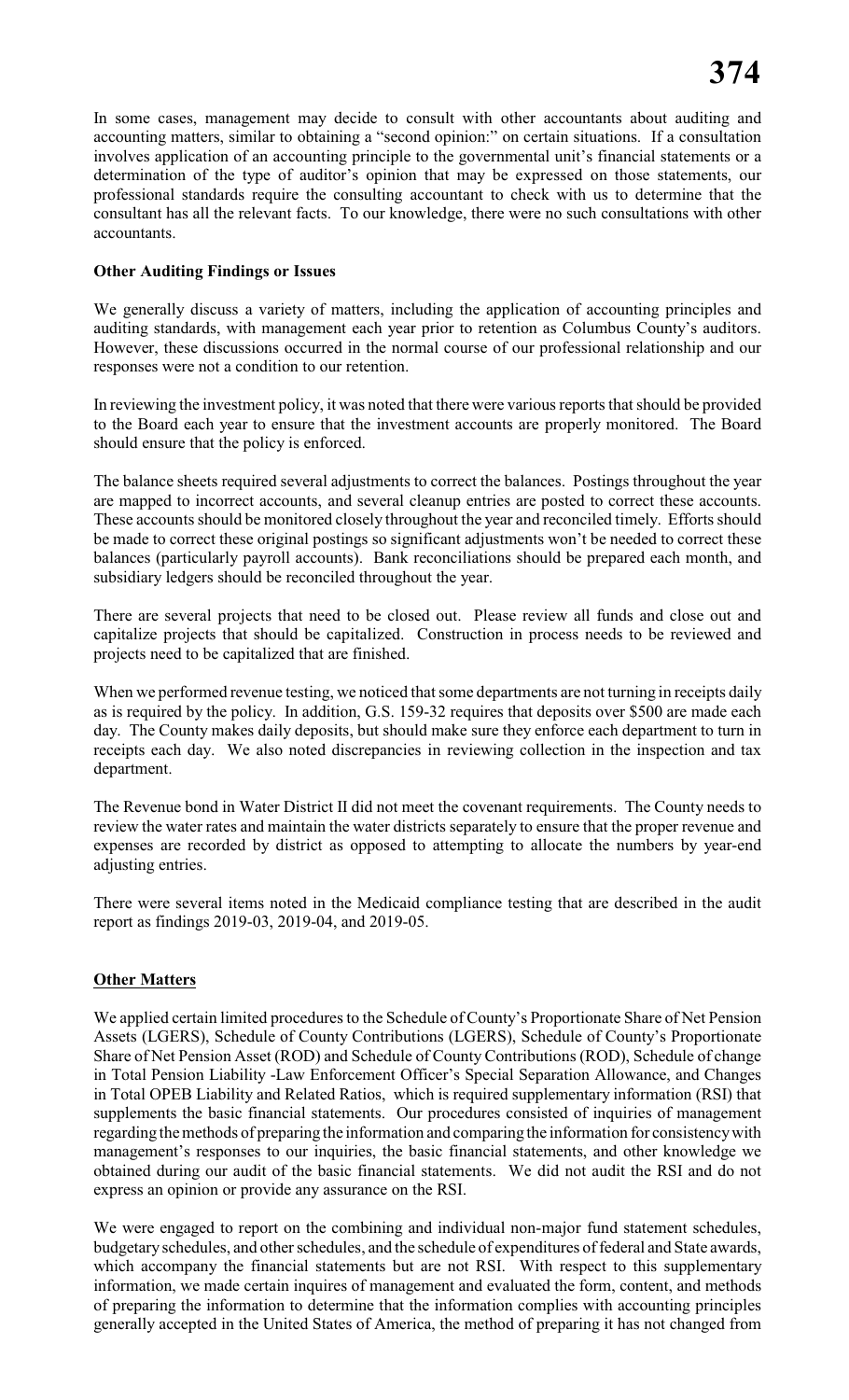In some cases, management may decide to consult with other accountants about auditing and accounting matters, similar to obtaining a "second opinion:" on certain situations. If a consultation involves application of an accounting principle to the governmental unit's financial statements or a determination of the type of auditor's opinion that may be expressed on those statements, our professional standards require the consulting accountant to check with us to determine that the consultant has all the relevant facts. To our knowledge, there were no such consultations with other accountants.

**Other Auditing Findings or Issues**

We generally discuss a variety of matters, including the application of accounting principles and auditing standards, with management each year prior to retention as Columbus County's auditors. However, these discussions occurred in the normal course of our professional relationship and our responses were not a condition to our retention.

In reviewing the investment policy, it was noted that there were various reports that should be provided to the Board each year to ensure that the investment accounts are properly monitored. The Board should ensure that the policy is enforced.

The balance sheets required several adjustments to correct the balances. Postings throughout the year are mapped to incorrect accounts, and several cleanup entries are posted to correct these accounts. These accounts should be monitored closely throughout the year and reconciled timely. Efforts should be made to correct these original postings so significant adjustments won't be needed to correct these balances (particularly payroll accounts). Bank reconciliations should be prepared each month, and subsidiary ledgers should be reconciled throughout the year.

There are several projects that need to be closed out. Please review all funds and close out and capitalize projects that should be capitalized. Construction in process needs to be reviewed and projects need to be capitalized that are finished.

When we performed revenue testing, we noticed that some departments are not turning in receipts daily as is required by the policy. In addition, G.S. 159-32 requires that deposits over $500 are made each day. The County makes daily deposits, but should make sure they enforce each department to turn in receipts each day. We also noted discrepancies in reviewing collection in the inspection and tax department.

The Revenue bond in Water District II did not meet the covenant requirements. The County needs to review the water rates and maintain the water districts separately to ensure that the proper revenue and expenses are recorded by district as opposed to attempting to allocate the numbers by year-end adjusting entries.

There were several items noted in the Medicaid compliance testing that are described in the audit report as findings 2019-03, 2019-04, and 2019-05.

**Other Matters**

We applied certain limited procedures to the Schedule of County's Proportionate Share of Net Pension Assets (LGERS), Schedule of County Contributions (LGERS), Schedule of County's Proportionate Share of Net Pension Asset (ROD) and Schedule of County Contributions (ROD), Schedule of change in Total Pension Liability -Law Enforcement Officer's Special Separation Allowance, and Changes in Total OPEB Liability and Related Ratios, which is required supplementary information (RSI) that supplements the basic financial statements. Our procedures consisted of inquiries of management regarding the methods of preparing the information and comparing the information for consistency with management's responses to our inquiries, the basic financial statements, and other knowledge we obtained during our audit of the basic financial statements. We did not audit the RSI and do not express an opinion or provide any assurance on the RSI.

We were engaged to report on the combining and individual non-major fund statement schedules, budgetary schedules, and other schedules, and the schedule of expenditures of federal and State awards, which accompany the financial statements but are not RSI. With respect to this supplementary information, we made certain inquires of management and evaluated the form, content, and methods of preparing the information to determine that the information complies with accounting principles generally accepted in the United States of America, the method of preparing it has not changed from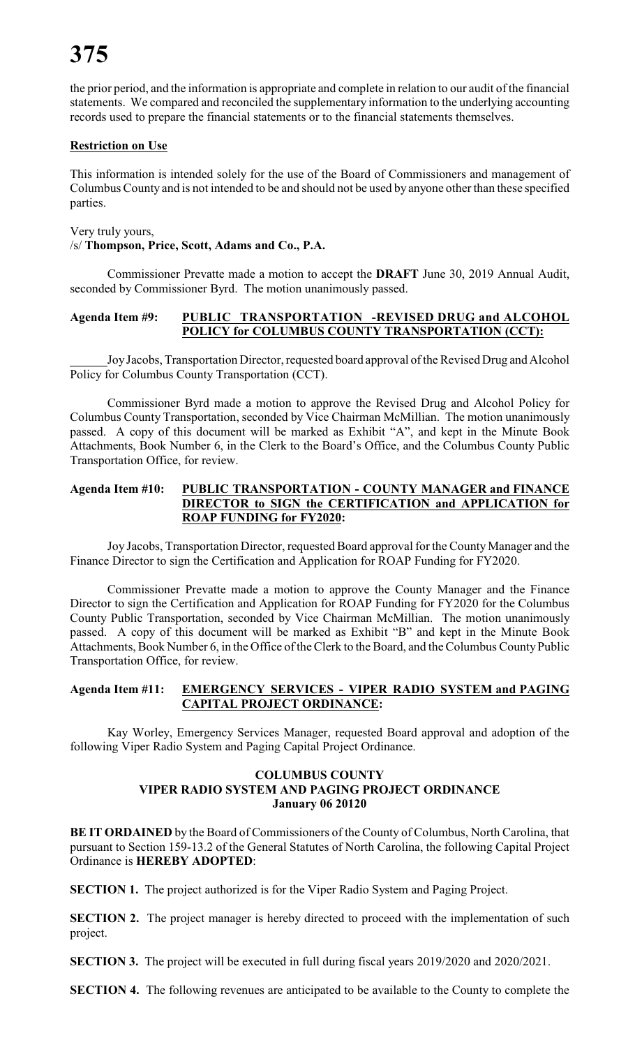the prior period, and the information is appropriate and complete in relation to our audit of the financial statements. We compared and reconciled the supplementary information to the underlying accounting records used to prepare the financial statements or to the financial statements themselves.

**Restriction on Use**

This information is intended solely for the use of the Board of Commissioners and management of Columbus County and is not intended to be and should not be used by anyone other than these specified parties.

Very truly yours,
/s/ **Thompson, Price, Scott, Adams and Co., P.A.**

Commissioner Prevatte made a motion to accept the **DRAFT** June 30, 2019 Annual Audit, seconded by Commissioner Byrd. The motion unanimously passed.

**Agenda Item #9: PUBLIC TRANSPORTATION -REVISED DRUG and ALCOHOL POLICY for COLUMBUS COUNTY TRANSPORTATION (CCT):**

Joy Jacobs, Transportation Director, requested board approval of the Revised Drug and Alcohol Policy for Columbus County Transportation (CCT).

Commissioner Byrd made a motion to approve the Revised Drug and Alcohol Policy for Columbus County Transportation, seconded by Vice Chairman McMillian. The motion unanimously passed. A copy of this document will be marked as Exhibit "A", and kept in the Minute Book Attachments, Book Number 6, in the Clerk to the Board's Office, and the Columbus County Public Transportation Office, for review.

**Agenda Item #10: PUBLIC TRANSPORTATION - COUNTY MANAGER and FINANCE DIRECTOR to SIGN the CERTIFICATION and APPLICATION for ROAP FUNDING for FY2020:**

Joy Jacobs, Transportation Director, requested Board approval for the County Manager and the Finance Director to sign the Certification and Application for ROAP Funding for FY2020.

Commissioner Prevatte made a motion to approve the County Manager and the Finance Director to sign the Certification and Application for ROAP Funding for FY2020 for the Columbus County Public Transportation, seconded by Vice Chairman McMillian. The motion unanimously passed. A copy of this document will be marked as Exhibit "B" and kept in the Minute Book Attachments, Book Number 6, in the Office of the Clerk to the Board, and the Columbus County Public Transportation Office, for review.

**Agenda Item #11: EMERGENCY SERVICES - VIPER RADIO SYSTEM and PAGING CAPITAL PROJECT ORDINANCE:**

Kay Worley, Emergency Services Manager, requested Board approval and adoption of the following Viper Radio System and Paging Capital Project Ordinance.

**COLUMBUS COUNTY**
**VIPER RADIO SYSTEM AND PAGING PROJECT ORDINANCE**
**January 06 20120**

**BE IT ORDAINED** by the Board of Commissioners of the County of Columbus, North Carolina, that pursuant to Section 159-13.2 of the General Statutes of North Carolina, the following Capital Project Ordinance is **HEREBY ADOPTED**:

**SECTION 1.** The project authorized is for the Viper Radio System and Paging Project.

**SECTION 2.** The project manager is hereby directed to proceed with the implementation of such project.

**SECTION 3.** The project will be executed in full during fiscal years 2019/2020 and 2020/2021.

**SECTION 4.** The following revenues are anticipated to be available to the County to complete the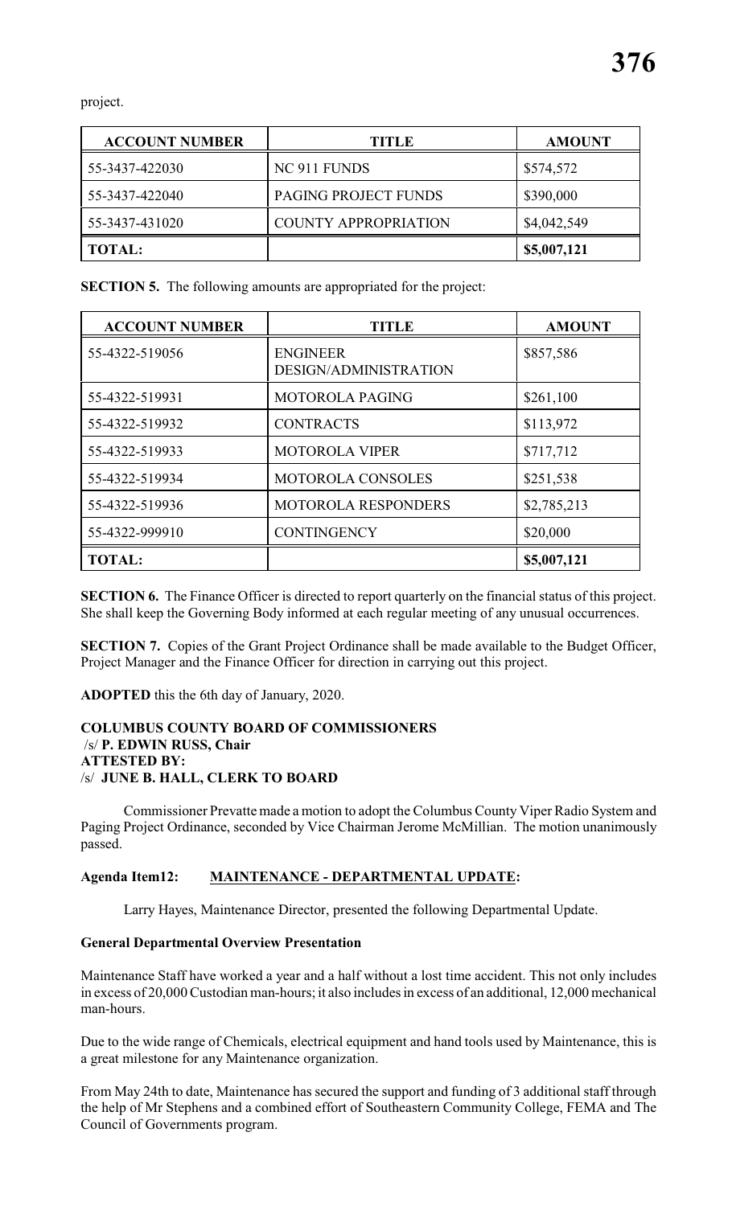project.

| ACCOUNT NUMBER | TITLE | AMOUNT |
|---|---|---|
| 55-3437-422030 | NC 911 FUNDS | $574,572 |
| 55-3437-422040 | PAGING PROJECT FUNDS | $390,000 |
| 55-3437-431020 | COUNTY APPROPRIATION | $4,042,549 |
| **TOTAL:** | | **$5,007,121** |

**SECTION 5.** The following amounts are appropriated for the project:

| ACCOUNT NUMBER | TITLE | AMOUNT |
|---|---|---|
| 55-4322-519056 | ENGINEER DESIGN/ADMINISTRATION | $857,586 |
| 55-4322-519931 | MOTOROLA PAGING | $261,100 |
| 55-4322-519932 | CONTRACTS | $113,972 |
| 55-4322-519933 | MOTOROLA VIPER | $717,712 |
| 55-4322-519934 | MOTOROLA CONSOLES | $251,538 |
| 55-4322-519936 | MOTOROLA RESPONDERS | $2,785,213 |
| 55-4322-999910 | CONTINGENCY | $20,000 |
| **TOTAL:** | | **$5,007,121** |

**SECTION 6.** The Finance Officer is directed to report quarterly on the financial status of this project. She shall keep the Governing Body informed at each regular meeting of any unusual occurrences.

**SECTION 7.** Copies of the Grant Project Ordinance shall be made available to the Budget Officer, Project Manager and the Finance Officer for direction in carrying out this project.

**ADOPTED** this the 6th day of January, 2020.

**COLUMBUS COUNTY BOARD OF COMMISSIONERS**
/s/ **P. EDWIN RUSS, Chair**
**ATTESTED BY:**
/s/ **JUNE B. HALL, CLERK TO BOARD**

Commissioner Prevatte made a motion to adopt the Columbus County Viper Radio System and Paging Project Ordinance, seconded by Vice Chairman Jerome McMillian. The motion unanimously passed.

**Agenda Item12: MAINTENANCE - DEPARTMENTAL UPDATE:**

Larry Hayes, Maintenance Director, presented the following Departmental Update.

**General Departmental Overview Presentation**

Maintenance Staff have worked a year and a half without a lost time accident. This not only includes in excess of 20,000 Custodian man-hours; it also includes in excess of an additional, 12,000 mechanical man-hours.

Due to the wide range of Chemicals, electrical equipment and hand tools used by Maintenance, this is a great milestone for any Maintenance organization.

From May 24th to date, Maintenance has secured the support and funding of 3 additional staff through the help of Mr Stephens and a combined effort of Southeastern Community College, FEMA and The Council of Governments program.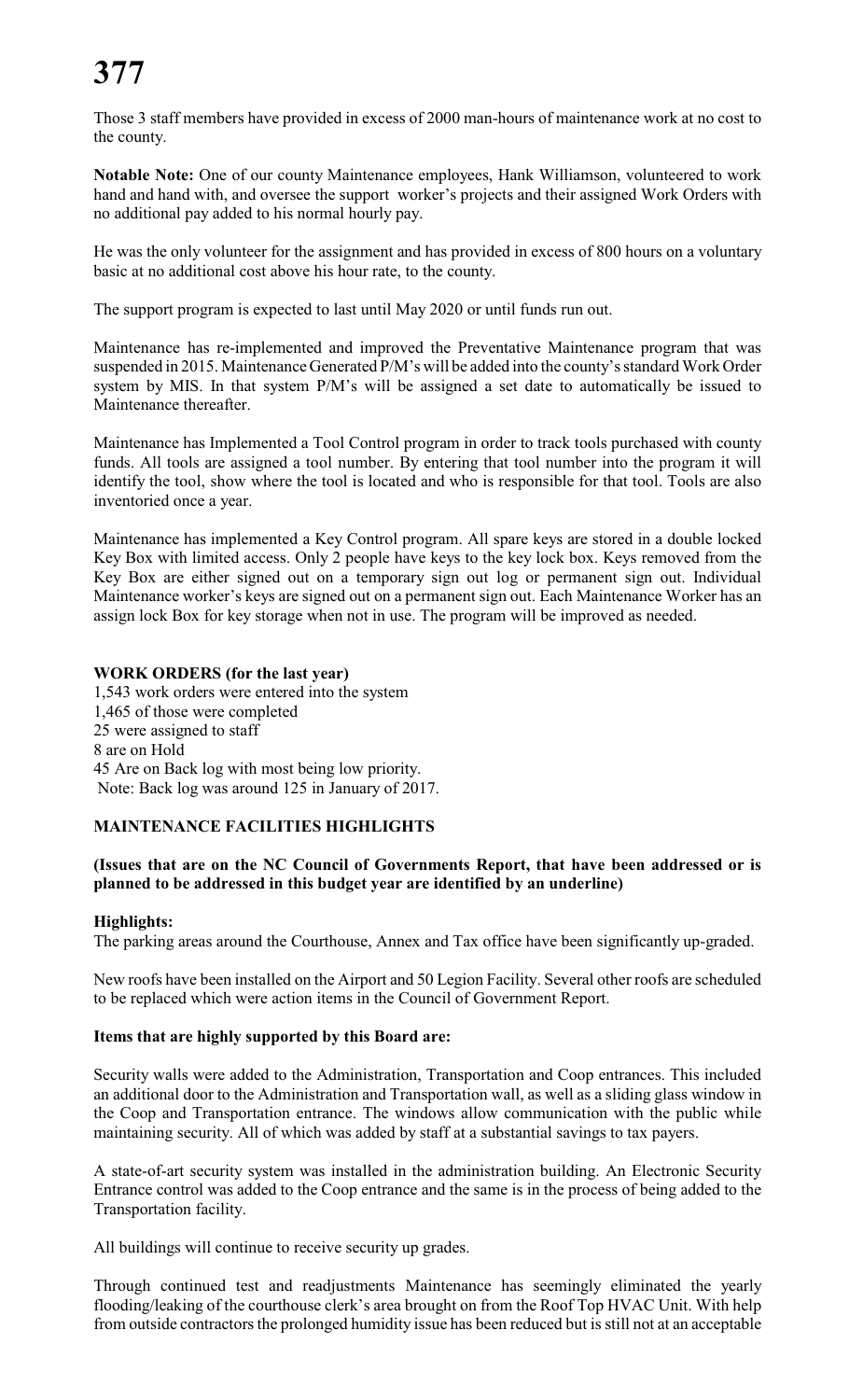Those 3 staff members have provided in excess of 2000 man-hours of maintenance work at no cost to the county.

**Notable Note:** One of our county Maintenance employees, Hank Williamson, volunteered to work hand and hand with, and oversee the support worker's projects and their assigned Work Orders with no additional pay added to his normal hourly pay.

He was the only volunteer for the assignment and has provided in excess of 800 hours on a voluntary basic at no additional cost above his hour rate, to the county.

The support program is expected to last until May 2020 or until funds run out.

Maintenance has re-implemented and improved the Preventative Maintenance program that was suspended in 2015. Maintenance Generated P/M's will be added into the county's standard Work Order system by MIS. In that system P/M's will be assigned a set date to automatically be issued to Maintenance thereafter.

Maintenance has Implemented a Tool Control program in order to track tools purchased with county funds. All tools are assigned a tool number. By entering that tool number into the program it will identify the tool, show where the tool is located and who is responsible for that tool. Tools are also inventoried once a year.

Maintenance has implemented a Key Control program. All spare keys are stored in a double locked Key Box with limited access. Only 2 people have keys to the key lock box. Keys removed from the Key Box are either signed out on a temporary sign out log or permanent sign out. Individual Maintenance worker's keys are signed out on a permanent sign out. Each Maintenance Worker has an assign lock Box for key storage when not in use. The program will be improved as needed.

**WORK ORDERS (for the last year)**
1,543 work orders were entered into the system
1,465 of those were completed
25 were assigned to staff
8 are on Hold
45 Are on Back log with most being low priority.
Note: Back log was around 125 in January of 2017.

**MAINTENANCE FACILITIES HIGHLIGHTS**

**(Issues that are on the NC Council of Governments Report, that have been addressed or is planned to be addressed in this budget year are identified by an underline)**

**Highlights:**
The parking areas around the Courthouse, Annex and Tax office have been significantly up-graded.

New roofs have been installed on the Airport and 50 Legion Facility. Several other roofs are scheduled to be replaced which were action items in the Council of Government Report.

**Items that are highly supported by this Board are:**

Security walls were added to the Administration, Transportation and Coop entrances. This included an additional door to the Administration and Transportation wall, as well as a sliding glass window in the Coop and Transportation entrance. The windows allow communication with the public while maintaining security. All of which was added by staff at a substantial savings to tax payers.

A state-of-art security system was installed in the administration building. An Electronic Security Entrance control was added to the Coop entrance and the same is in the process of being added to the Transportation facility.

All buildings will continue to receive security up grades.

Through continued test and readjustments Maintenance has seemingly eliminated the yearly flooding/leaking of the courthouse clerk's area brought on from the Roof Top HVAC Unit. With help from outside contractors the prolonged humidity issue has been reduced but is still not at an acceptable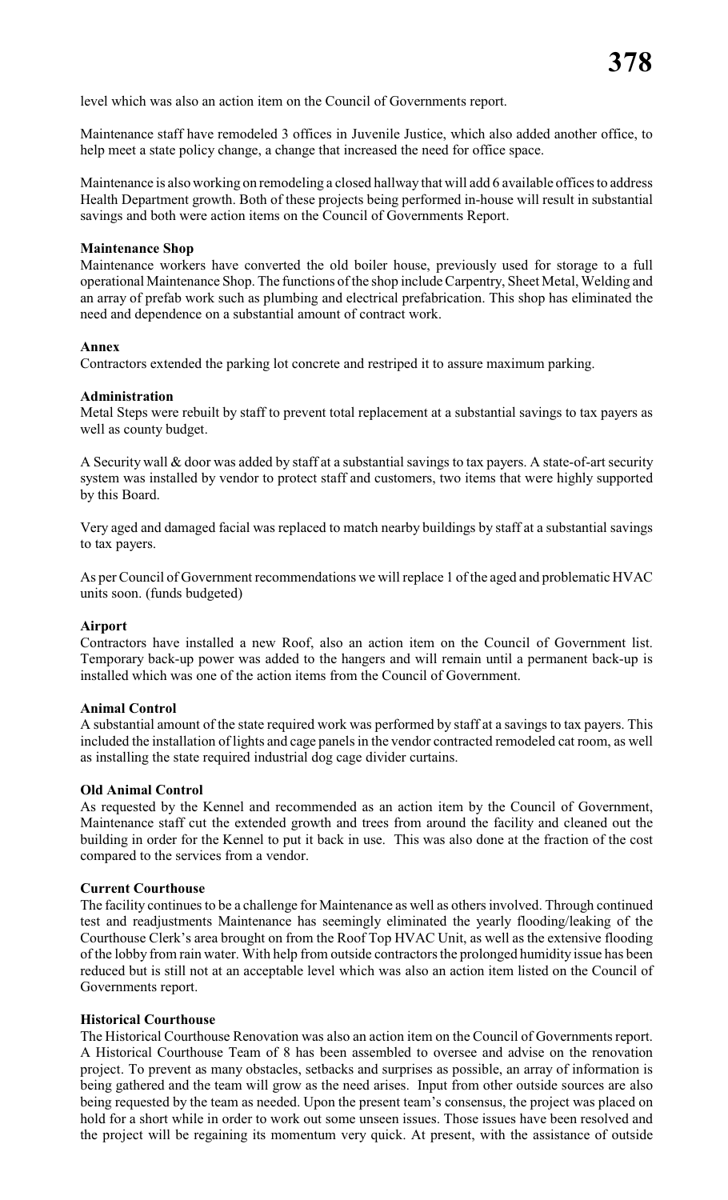level which was also an action item on the Council of Governments report.

Maintenance staff have remodeled 3 offices in Juvenile Justice, which also added another office, to help meet a state policy change, a change that increased the need for office space.

Maintenance is also working on remodeling a closed hallway that will add 6 available offices to address Health Department growth. Both of these projects being performed in-house will result in substantial savings and both were action items on the Council of Governments Report.

**Maintenance Shop**
Maintenance workers have converted the old boiler house, previously used for storage to a full operational Maintenance Shop. The functions of the shop include Carpentry, Sheet Metal, Welding and an array of prefab work such as plumbing and electrical prefabrication. This shop has eliminated the need and dependence on a substantial amount of contract work.

**Annex**
Contractors extended the parking lot concrete and restriped it to assure maximum parking.

**Administration**
Metal Steps were rebuilt by staff to prevent total replacement at a substantial savings to tax payers as well as county budget.

A Security wall & door was added by staff at a substantial savings to tax payers. A state-of-art security system was installed by vendor to protect staff and customers, two items that were highly supported by this Board.

Very aged and damaged facial was replaced to match nearby buildings by staff at a substantial savings to tax payers.

As per Council of Government recommendations we will replace 1 of the aged and problematic HVAC units soon. (funds budgeted)

**Airport**
Contractors have installed a new Roof, also an action item on the Council of Government list. Temporary back-up power was added to the hangers and will remain until a permanent back-up is installed which was one of the action items from the Council of Government.

**Animal Control**
A substantial amount of the state required work was performed by staff at a savings to tax payers. This included the installation of lights and cage panels in the vendor contracted remodeled cat room, as well as installing the state required industrial dog cage divider curtains.

**Old Animal Control**
As requested by the Kennel and recommended as an action item by the Council of Government, Maintenance staff cut the extended growth and trees from around the facility and cleaned out the building in order for the Kennel to put it back in use. This was also done at the fraction of the cost compared to the services from a vendor.

**Current Courthouse**
The facility continues to be a challenge for Maintenance as well as others involved. Through continued test and readjustments Maintenance has seemingly eliminated the yearly flooding/leaking of the Courthouse Clerk's area brought on from the Roof Top HVAC Unit, as well as the extensive flooding of the lobby from rain water. With help from outside contractors the prolonged humidity issue has been reduced but is still not at an acceptable level which was also an action item listed on the Council of Governments report.

**Historical Courthouse**
The Historical Courthouse Renovation was also an action item on the Council of Governments report. A Historical Courthouse Team of 8 has been assembled to oversee and advise on the renovation project. To prevent as many obstacles, setbacks and surprises as possible, an array of information is being gathered and the team will grow as the need arises. Input from other outside sources are also being requested by the team as needed. Upon the present team's consensus, the project was placed on hold for a short while in order to work out some unseen issues. Those issues have been resolved and the project will be regaining its momentum very quick. At present, with the assistance of outside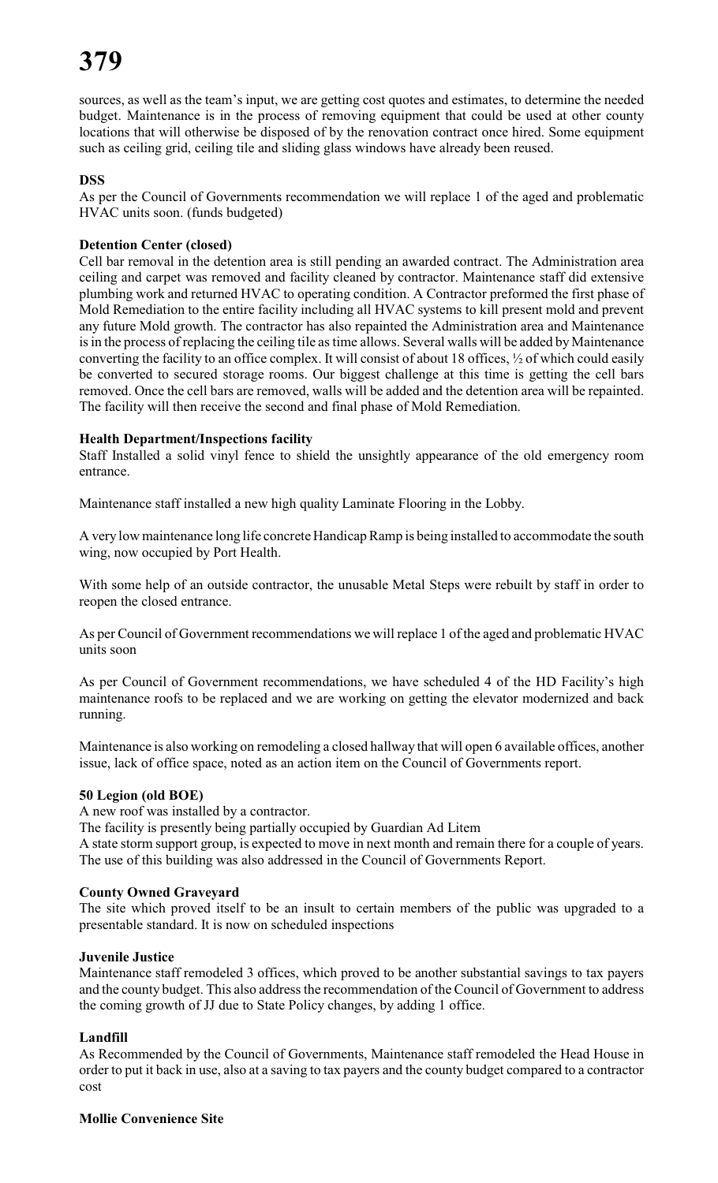sources, as well as the team's input, we are getting cost quotes and estimates, to determine the needed budget. Maintenance is in the process of removing equipment that could be used at other county locations that will otherwise be disposed of by the renovation contract once hired. Some equipment such as ceiling grid, ceiling tile and sliding glass windows have already been reused.

**DSS**

As per the Council of Governments recommendation we will replace 1 of the aged and problematic HVAC units soon. (funds budgeted)

**Detention Center (closed)**

Cell bar removal in the detention area is still pending an awarded contract. The Administration area ceiling and carpet was removed and facility cleaned by contractor. Maintenance staff did extensive plumbing work and returned HVAC to operating condition. A Contractor preformed the first phase of Mold Remediation to the entire facility including all HVAC systems to kill present mold and prevent any future Mold growth. The contractor has also repainted the Administration area and Maintenance is in the process of replacing the ceiling tile as time allows. Several walls will be added by Maintenance converting the facility to an office complex. It will consist of about 18 offices, ½ of which could easily be converted to secured storage rooms. Our biggest challenge at this time is getting the cell bars removed. Once the cell bars are removed, walls will be added and the detention area will be repainted. The facility will then receive the second and final phase of Mold Remediation.

**Health Department/Inspections facility**

Staff Installed a solid vinyl fence to shield the unsightly appearance of the old emergency room entrance.

Maintenance staff installed a new high quality Laminate Flooring in the Lobby.

A very low maintenance long life concrete Handicap Ramp is being installed to accommodate the south wing, now occupied by Port Health.

With some help of an outside contractor, the unusable Metal Steps were rebuilt by staff in order to reopen the closed entrance.

As per Council of Government recommendations we will replace 1 of the aged and problematic HVAC units soon

As per Council of Government recommendations, we have scheduled 4 of the HD Facility's high maintenance roofs to be replaced and we are working on getting the elevator modernized and back running.

Maintenance is also working on remodeling a closed hallway that will open 6 available offices, another issue, lack of office space, noted as an action item on the Council of Governments report.

**50 Legion (old BOE)**

A new roof was installed by a contractor.
The facility is presently being partially occupied by Guardian Ad Litem
A state storm support group, is expected to move in next month and remain there for a couple of years. The use of this building was also addressed in the Council of Governments Report.

**County Owned Graveyard**

The site which proved itself to be an insult to certain members of the public was upgraded to a presentable standard. It is now on scheduled inspections

**Juvenile Justice**

Maintenance staff remodeled 3 offices, which proved to be another substantial savings to tax payers and the county budget. This also address the recommendation of the Council of Government to address the coming growth of JJ due to State Policy changes, by adding 1 office.

**Landfill**

As Recommended by the Council of Governments, Maintenance staff remodeled the Head House in order to put it back in use, also at a saving to tax payers and the county budget compared to a contractor cost

**Mollie Convenience Site**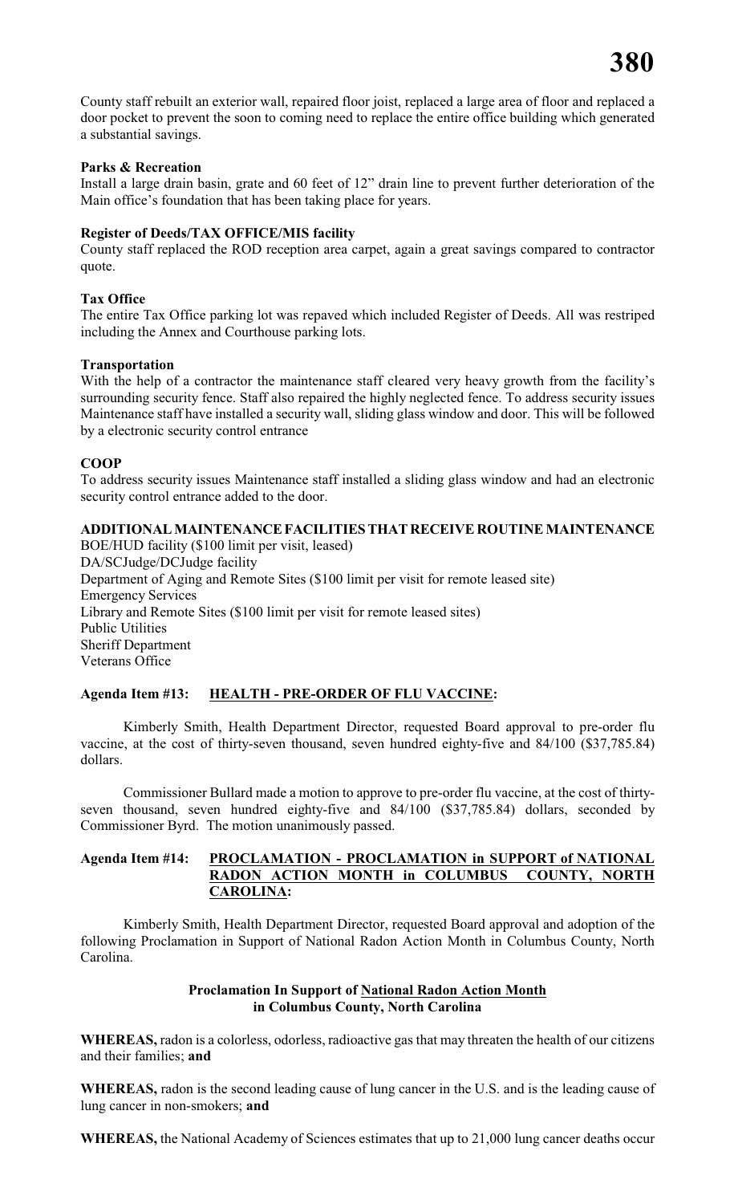County staff rebuilt an exterior wall, repaired floor joist, replaced a large area of floor and replaced a door pocket to prevent the soon to coming need to replace the entire office building which generated a substantial savings.

**Parks & Recreation**
Install a large drain basin, grate and 60 feet of 12" drain line to prevent further deterioration of the Main office's foundation that has been taking place for years.

**Register of Deeds/TAX OFFICE/MIS facility**
County staff replaced the ROD reception area carpet, again a great savings compared to contractor quote.

**Tax Office**
The entire Tax Office parking lot was repaved which included Register of Deeds. All was restriped including the Annex and Courthouse parking lots.

**Transportation**
With the help of a contractor the maintenance staff cleared very heavy growth from the facility's surrounding security fence. Staff also repaired the highly neglected fence. To address security issues Maintenance staff have installed a security wall, sliding glass window and door. This will be followed by a electronic security control entrance

**COOP**
To address security issues Maintenance staff installed a sliding glass window and had an electronic security control entrance added to the door.

**ADDITIONAL MAINTENANCE FACILITIES THAT RECEIVE ROUTINE MAINTENANCE**
BOE/HUD facility ($100 limit per visit, leased)
DA/SCJudge/DCJudge facility
Department of Aging and Remote Sites ($100 limit per visit for remote leased site)
Emergency Services
Library and Remote Sites ($100 limit per visit for remote leased sites)
Public Utilities
Sheriff Department
Veterans Office

**Agenda Item #13: <u>HEALTH - PRE-ORDER OF FLU VACCINE</u>:**

Kimberly Smith, Health Department Director, requested Board approval to pre-order flu vaccine, at the cost of thirty-seven thousand, seven hundred eighty-five and 84/100 ($37,785.84) dollars.

Commissioner Bullard made a motion to approve to pre-order flu vaccine, at the cost of thirty-seven thousand, seven hundred eighty-five and 84/100 ($37,785.84) dollars, seconded by Commissioner Byrd. The motion unanimously passed.

**Agenda Item #14: <u>PROCLAMATION - PROCLAMATION in SUPPORT of NATIONAL RADON ACTION MONTH in COLUMBUS COUNTY, NORTH CAROLINA</u>:**

Kimberly Smith, Health Department Director, requested Board approval and adoption of the following Proclamation in Support of National Radon Action Month in Columbus County, North Carolina.

**Proclamation In Support of <u>National Radon Action Month</u>**
**in Columbus County, North Carolina**

**WHEREAS,** radon is a colorless, odorless, radioactive gas that may threaten the health of our citizens and their families; **and**

**WHEREAS,** radon is the second leading cause of lung cancer in the U.S. and is the leading cause of lung cancer in non-smokers; **and**

**WHEREAS,** the National Academy of Sciences estimates that up to 21,000 lung cancer deaths occur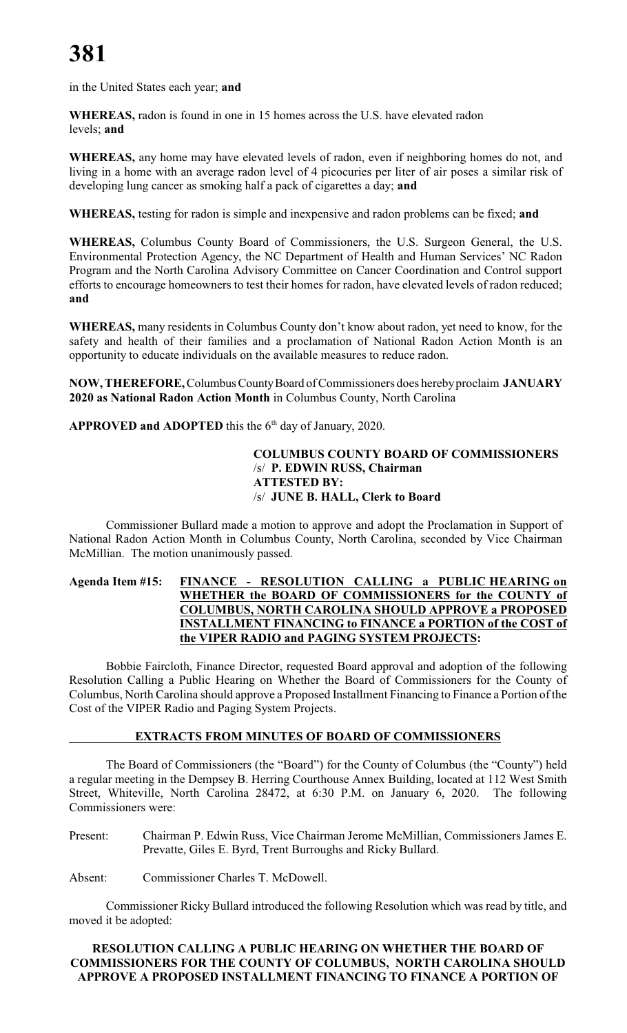in the United States each year; **and**

**WHEREAS,** radon is found in one in 15 homes across the U.S. have elevated radon levels; **and**

**WHEREAS,** any home may have elevated levels of radon, even if neighboring homes do not, and living in a home with an average radon level of 4 picocuries per liter of air poses a similar risk of developing lung cancer as smoking half a pack of cigarettes a day; **and**

**WHEREAS,** testing for radon is simple and inexpensive and radon problems can be fixed; **and**

**WHEREAS,** Columbus County Board of Commissioners, the U.S. Surgeon General, the U.S. Environmental Protection Agency, the NC Department of Health and Human Services' NC Radon Program and the North Carolina Advisory Committee on Cancer Coordination and Control support efforts to encourage homeowners to test their homes for radon, have elevated levels of radon reduced; **and**

**WHEREAS,** many residents in Columbus County don't know about radon, yet need to know, for the safety and health of their families and a proclamation of National Radon Action Month is an opportunity to educate individuals on the available measures to reduce radon.

**NOW, THEREFORE,** Columbus County Board of Commissioners does hereby proclaim **JANUARY 2020 as National Radon Action Month** in Columbus County, North Carolina

**APPROVED and ADOPTED** this the 6th day of January, 2020.

**COLUMBUS COUNTY BOARD OF COMMISSIONERS**
/s/ **P. EDWIN RUSS, Chairman**
**ATTESTED BY:**
/s/ **JUNE B. HALL, Clerk to Board**

Commissioner Bullard made a motion to approve and adopt the Proclamation in Support of National Radon Action Month in Columbus County, North Carolina, seconded by Vice Chairman McMillian. The motion unanimously passed.

**Agenda Item #15: FINANCE - RESOLUTION CALLING a PUBLIC HEARING on WHETHER the BOARD of COMMISSIONERS for the COUNTY of COLUMBUS, NORTH CAROLINA SHOULD APPROVE a PROPOSED INSTALLMENT FINANCING to FINANCE a PORTION of the COST of the VIPER RADIO and PAGING SYSTEM PROJECTS:**

Bobbie Faircloth, Finance Director, requested Board approval and adoption of the following Resolution Calling a Public Hearing on Whether the Board of Commissioners for the County of Columbus, North Carolina should approve a Proposed Installment Financing to Finance a Portion of the Cost of the VIPER Radio and Paging System Projects.

**EXTRACTS FROM MINUTES OF BOARD OF COMMISSIONERS**

The Board of Commissioners (the "Board") for the County of Columbus (the "County") held a regular meeting in the Dempsey B. Herring Courthouse Annex Building, located at 112 West Smith Street, Whiteville, North Carolina 28472, at 6:30 P.M. on January 6, 2020. The following Commissioners were:

Present: Chairman P. Edwin Russ, Vice Chairman Jerome McMillian, Commissioners James E. Prevatte, Giles E. Byrd, Trent Burroughs and Ricky Bullard.

Absent: Commissioner Charles T. McDowell.

Commissioner Ricky Bullard introduced the following Resolution which was read by title, and moved it be adopted:

**RESOLUTION CALLING A PUBLIC HEARING ON WHETHER THE BOARD OF COMMISSIONERS FOR THE COUNTY OF COLUMBUS, NORTH CAROLINA SHOULD APPROVE A PROPOSED INSTALLMENT FINANCING TO FINANCE A PORTION OF**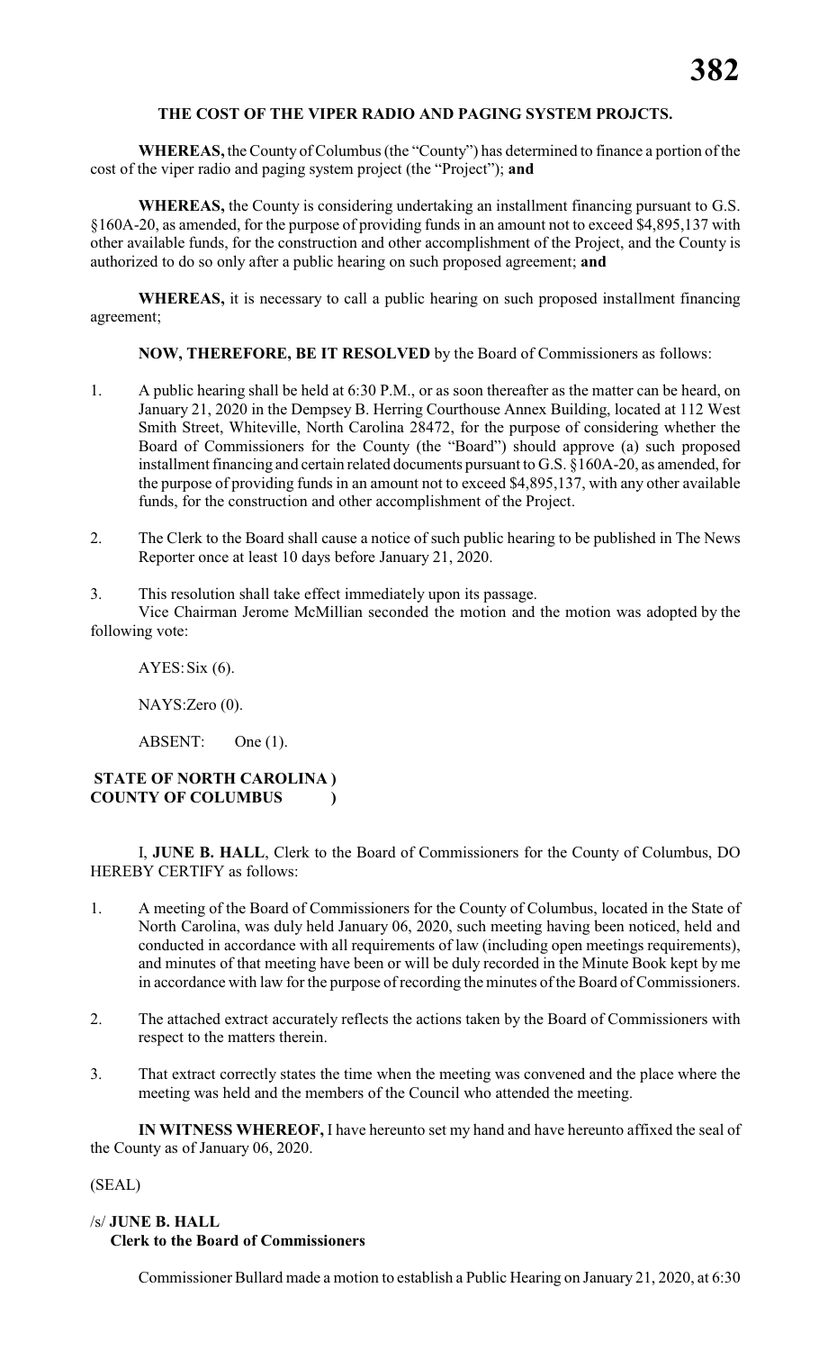**THE COST OF THE VIPER RADIO AND PAGING SYSTEM PROJCTS.**

**WHEREAS,** the County of Columbus (the "County") has determined to finance a portion of the cost of the viper radio and paging system project (the "Project"); **and**

**WHEREAS,** the County is considering undertaking an installment financing pursuant to G.S. §160A-20, as amended, for the purpose of providing funds in an amount not to exceed $4,895,137 with other available funds, for the construction and other accomplishment of the Project, and the County is authorized to do so only after a public hearing on such proposed agreement; **and**

**WHEREAS,** it is necessary to call a public hearing on such proposed installment financing agreement;

**NOW, THEREFORE, BE IT RESOLVED** by the Board of Commissioners as follows:

1. A public hearing shall be held at 6:30 P.M., or as soon thereafter as the matter can be heard, on January 21, 2020 in the Dempsey B. Herring Courthouse Annex Building, located at 112 West Smith Street, Whiteville, North Carolina 28472, for the purpose of considering whether the Board of Commissioners for the County (the "Board") should approve (a) such proposed installment financing and certain related documents pursuant to G.S. §160A-20, as amended, for the purpose of providing funds in an amount not to exceed $4,895,137, with any other available funds, for the construction and other accomplishment of the Project.
2. The Clerk to the Board shall cause a notice of such public hearing to be published in The News Reporter once at least 10 days before January 21, 2020.
3. This resolution shall take effect immediately upon its passage.

Vice Chairman Jerome McMillian seconded the motion and the motion was adopted by the following vote:

AYES: Six (6).

NAYS: Zero (0).

ABSENT: One (1).

**STATE OF NORTH CAROLINA )**
**COUNTY OF COLUMBUS )**

I, **JUNE B. HALL**, Clerk to the Board of Commissioners for the County of Columbus, DO HEREBY CERTIFY as follows:

1. A meeting of the Board of Commissioners for the County of Columbus, located in the State of North Carolina, was duly held January 06, 2020, such meeting having been noticed, held and conducted in accordance with all requirements of law (including open meetings requirements), and minutes of that meeting have been or will be duly recorded in the Minute Book kept by me in accordance with law for the purpose of recording the minutes of the Board of Commissioners.
2. The attached extract accurately reflects the actions taken by the Board of Commissioners with respect to the matters therein.
3. That extract correctly states the time when the meeting was convened and the place where the meeting was held and the members of the Council who attended the meeting.

**IN WITNESS WHEREOF,** I have hereunto set my hand and have hereunto affixed the seal of the County as of January 06, 2020.

(SEAL)

/s/ **JUNE B. HALL**
**Clerk to the Board of Commissioners**

Commissioner Bullard made a motion to establish a Public Hearing on January 21, 2020, at 6:30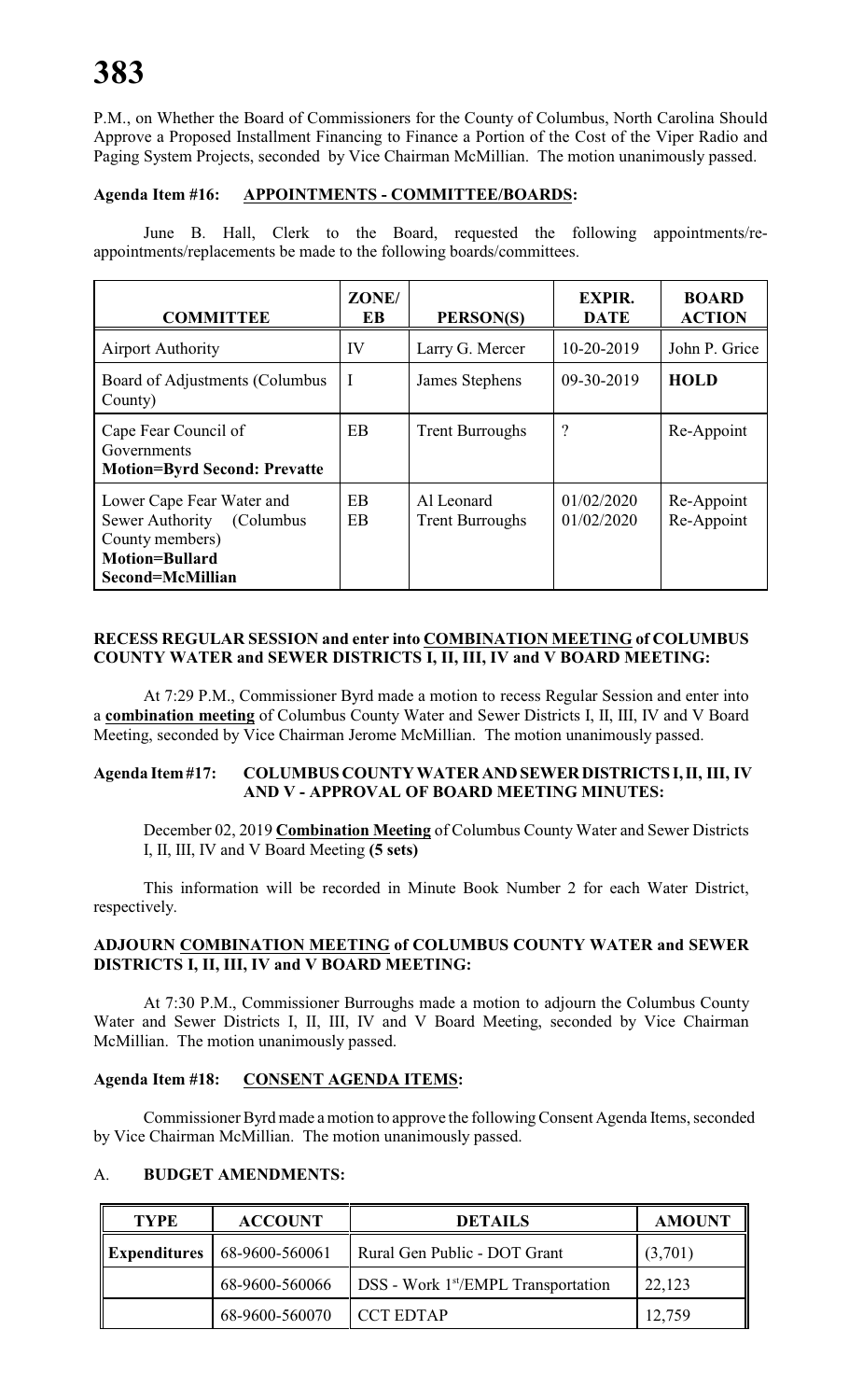P.M., on Whether the Board of Commissioners for the County of Columbus, North Carolina Should Approve a Proposed Installment Financing to Finance a Portion of the Cost of the Viper Radio and Paging System Projects, seconded by Vice Chairman McMillian. The motion unanimously passed.

**Agenda Item #16: APPOINTMENTS - COMMITTEE/BOARDS:**

June B. Hall, Clerk to the Board, requested the following appointments/re-appointments/replacements be made to the following boards/committees.

| COMMITTEE | ZONE/ EB | PERSON(S) | EXPIR. DATE | BOARD ACTION |
|---|---|---|---|---|
| Airport Authority | IV | Larry G. Mercer | 10-20-2019 | John P. Grice |
| Board of Adjustments (Columbus County) | I | James Stephens | 09-30-2019 | **HOLD** |
| Cape Fear Council of Governments **Motion=Byrd Second: Prevatte** | EB | Trent Burroughs | ? | Re-Appoint |
| Lower Cape Fear Water and Sewer Authority (Columbus County members) **Motion=Bullard Second=McMillian** | EB<br>EB | Al Leonard<br>Trent Burroughs | 01/02/2020<br>01/02/2020 | Re-Appoint<br>Re-Appoint |

**RECESS REGULAR SESSION and enter into COMBINATION MEETING of COLUMBUS COUNTY WATER and SEWER DISTRICTS I, II, III, IV and V BOARD MEETING:**

At 7:29 P.M., Commissioner Byrd made a motion to recess Regular Session and enter into a **combination meeting** of Columbus County Water and Sewer Districts I, II, III, IV and V Board Meeting, seconded by Vice Chairman Jerome McMillian. The motion unanimously passed.

**Agenda Item #17: COLUMBUS COUNTY WATER AND SEWER DISTRICTS I, II, III, IV AND V - APPROVAL OF BOARD MEETING MINUTES:**

December 02, 2019 **Combination Meeting** of Columbus County Water and Sewer Districts I, II, III, IV and V Board Meeting **(5 sets)**

This information will be recorded in Minute Book Number 2 for each Water District, respectively.

**ADJOURN COMBINATION MEETING of COLUMBUS COUNTY WATER and SEWER DISTRICTS I, II, III, IV and V BOARD MEETING:**

At 7:30 P.M., Commissioner Burroughs made a motion to adjourn the Columbus County Water and Sewer Districts I, II, III, IV and V Board Meeting, seconded by Vice Chairman McMillian. The motion unanimously passed.

**Agenda Item #18: CONSENT AGENDA ITEMS:**

Commissioner Byrd made a motion to approve the following Consent Agenda Items, seconded by Vice Chairman McMillian. The motion unanimously passed.

A. **BUDGET AMENDMENTS:**

| TYPE | ACCOUNT | DETAILS | AMOUNT |
|---|---|---|---|
| **Expenditures** | 68-9600-560061 | Rural Gen Public - DOT Grant | (3,701) |
| | 68-9600-560066 | DSS - Work 1st/EMPL Transportation | 22,123 |
| | 68-9600-560070 | CCT EDTAP | 12,759 |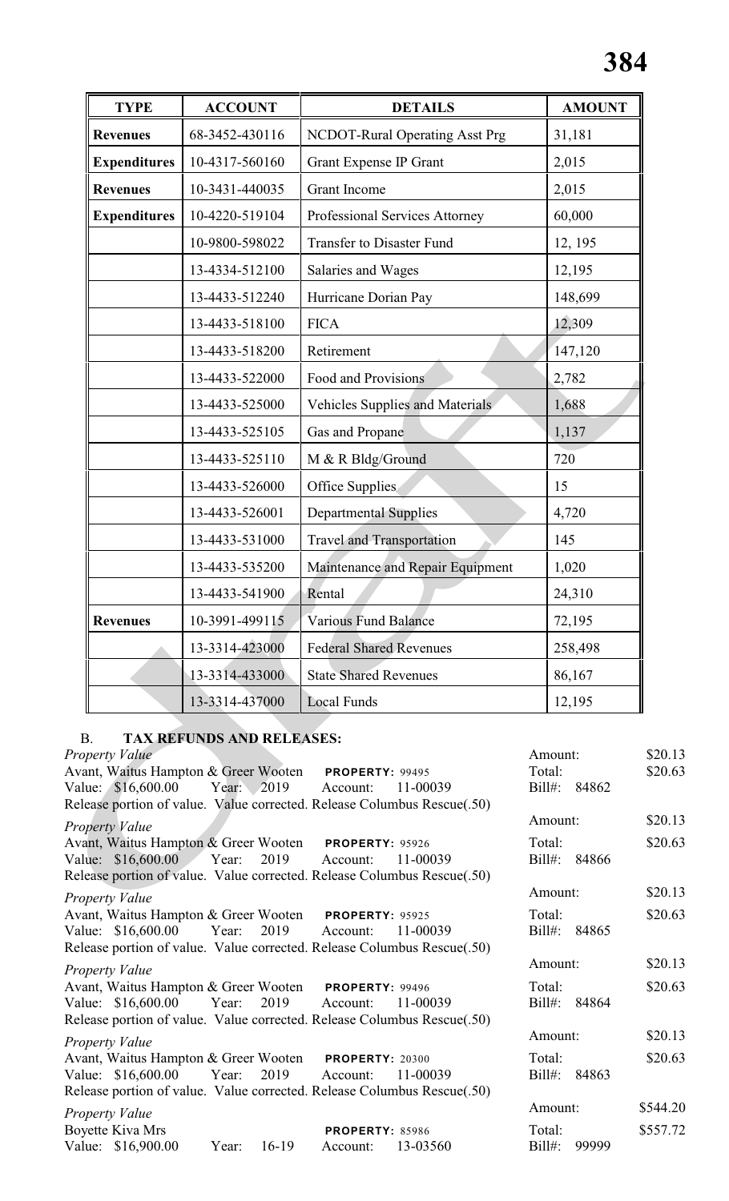| TYPE | ACCOUNT | DETAILS | AMOUNT |
|---|---|---|---|
| **Revenues** | 68-3452-430116 | NCDOT-Rural Operating Asst Prg | 31,181 |
| **Expenditures** | 10-4317-560160 | Grant Expense IP Grant | 2,015 |
| **Revenues** | 10-3431-440035 | Grant Income | 2,015 |
| **Expenditures** | 10-4220-519104 | Professional Services Attorney | 60,000 |
| | 10-9800-598022 | Transfer to Disaster Fund | 12, 195 |
| | 13-4334-512100 | Salaries and Wages | 12,195 |
| | 13-4433-512240 | Hurricane Dorian Pay | 148,699 |
| | 13-4433-518100 | FICA | 12,309 |
| | 13-4433-518200 | Retirement | 147,120 |
| | 13-4433-522000 | Food and Provisions | 2,782 |
| | 13-4433-525000 | Vehicles Supplies and Materials | 1,688 |
| | 13-4433-525105 | Gas and Propane | 1,137 |
| | 13-4433-525110 | M & R Bldg/Ground | 720 |
| | 13-4433-526000 | Office Supplies | 15 |
| | 13-4433-526001 | Departmental Supplies | 4,720 |
| | 13-4433-531000 | Travel and Transportation | 145 |
| | 13-4433-535200 | Maintenance and Repair Equipment | 1,020 |
| | 13-4433-541900 | Rental | 24,310 |
| **Revenues** | 10-3991-499115 | Various Fund Balance | 72,195 |
| | 13-3314-423000 | Federal Shared Revenues | 258,498 |
| | 13-3314-433000 | State Shared Revenues | 86,167 |
| | 13-3314-437000 | Local Funds | 12,195 |

B. **TAX REFUNDS AND RELEASES:**

*Property Value* — Amount: $20.13
Avant, Waitus Hampton & Greer Wooten — PROPERTY: 99495 — Total: $20.63
Value: $16,600.00 Year: 2019 Account: 11-00039 — Bill#: 84862
Release portion of value. Value corrected. Release Columbus Rescue(.50)

*Property Value* — Amount: $20.13
Avant, Waitus Hampton & Greer Wooten — PROPERTY: 95926 — Total: $20.63
Value: $16,600.00 Year: 2019 Account: 11-00039 — Bill#: 84866
Release portion of value. Value corrected. Release Columbus Rescue(.50)

*Property Value* — Amount: $20.13
Avant, Waitus Hampton & Greer Wooten — PROPERTY: 95925 — Total: $20.63
Value: $16,600.00 Year: 2019 Account: 11-00039 — Bill#: 84865
Release portion of value. Value corrected. Release Columbus Rescue(.50)

*Property Value* — Amount: $20.13
Avant, Waitus Hampton & Greer Wooten — PROPERTY: 99496 — Total: $20.63
Value: $16,600.00 Year: 2019 Account: 11-00039 — Bill#: 84864
Release portion of value. Value corrected. Release Columbus Rescue(.50)

*Property Value* — Amount: $20.13
Avant, Waitus Hampton & Greer Wooten — PROPERTY: 20300 — Total: $20.63
Value: $16,600.00 Year: 2019 Account: 11-00039 — Bill#: 84863
Release portion of value. Value corrected. Release Columbus Rescue(.50)

*Property Value* — Amount: $544.20
Boyette Kiva Mrs — PROPERTY: 85986 — Total: $557.72
Value: $16,900.00 Year: 16-19 Account: 13-03560 — Bill#: 99999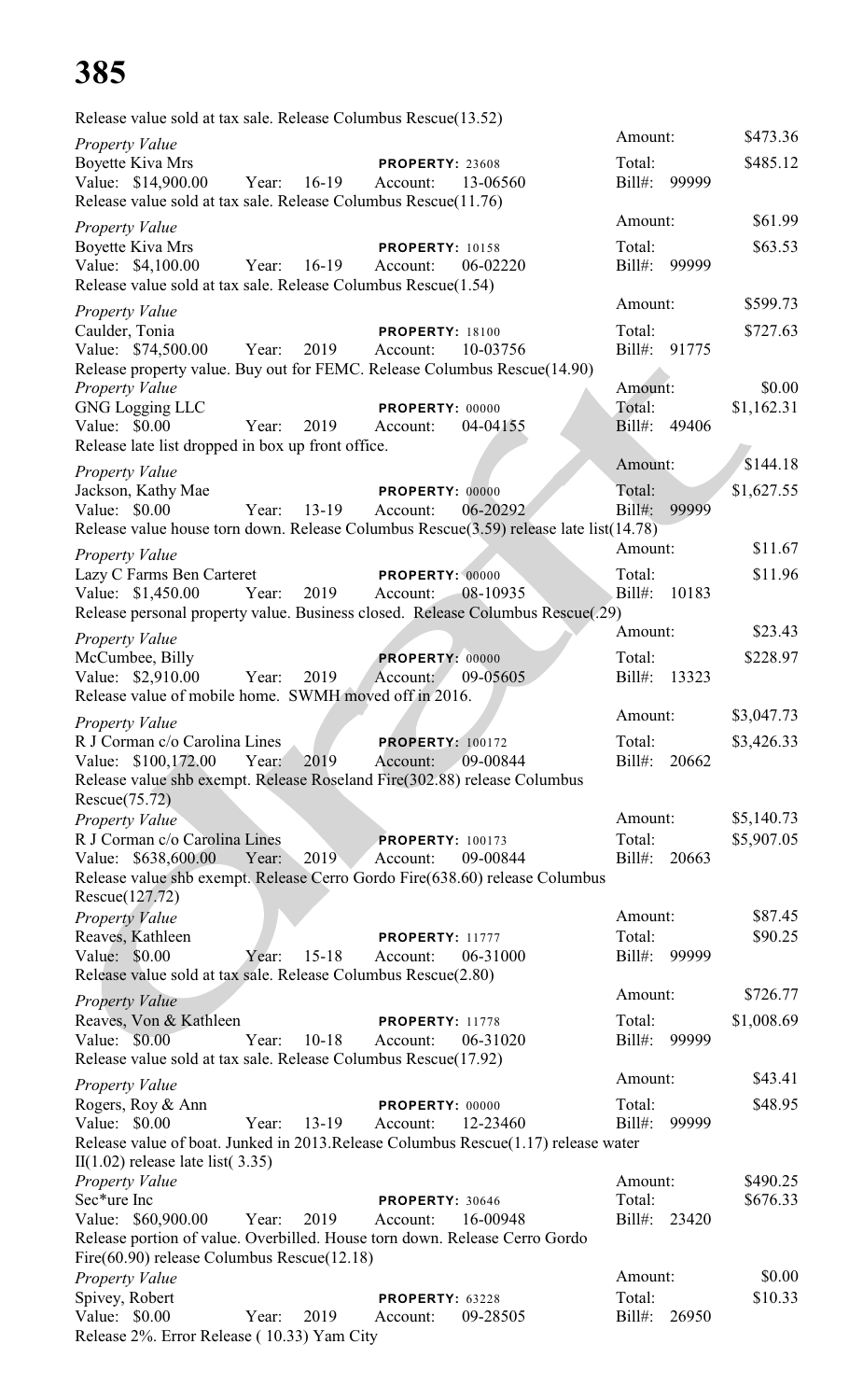Release value sold at tax sale. Release Columbus Rescue(13.52)

*Property Value* — Amount: $473.36
Boyette Kiva Mrs — **PROPERTY:** 23608 — Total: $485.12
Value: $14,900.00 Year: 16-19 Account: 13-06560 Bill#: 99999
Release value sold at tax sale. Release Columbus Rescue(11.76)

*Property Value* — Amount: $61.99
Boyette Kiva Mrs — **PROPERTY:** 10158 — Total: $63.53
Value: $4,100.00 Year: 16-19 Account: 06-02220 Bill#: 99999
Release value sold at tax sale. Release Columbus Rescue(1.54)

*Property Value* — Amount: $599.73
Caulder, Tonia — **PROPERTY:** 18100 — Total: $727.63
Value: $74,500.00 Year: 2019 Account: 10-03756 Bill#: 91775
Release property value. Buy out for FEMC. Release Columbus Rescue(14.90)

*Property Value* — Amount: $0.00
GNG Logging LLC — **PROPERTY:** 00000 — Total: $1,162.31
Value: $0.00 Year: 2019 Account: 04-04155 Bill#: 49406
Release late list dropped in box up front office.

*Property Value* — Amount: $144.18
Jackson, Kathy Mae — **PROPERTY:** 00000 — Total: $1,627.55
Value: $0.00 Year: 13-19 Account: 06-20292 Bill#: 99999
Release value house torn down. Release Columbus Rescue(3.59) release late list(14.78)

*Property Value* — Amount: $11.67
Lazy C Farms Ben Carteret — **PROPERTY:** 00000 — Total: $11.96
Value: $1,450.00 Year: 2019 Account: 08-10935 Bill#: 10183
Release personal property value. Business closed. Release Columbus Rescue(.29)

*Property Value* — Amount: $23.43
McCumbee, Billy — **PROPERTY:** 00000 — Total: $228.97
Value: $2,910.00 Year: 2019 Account: 09-05605 Bill#: 13323
Release value of mobile home. SWMH moved off in 2016.

*Property Value* — Amount: $3,047.73
R J Corman c/o Carolina Lines — **PROPERTY:** 100172 — Total: $3,426.33
Value: $100,172.00 Year: 2019 Account: 09-00844 Bill#: 20662
Release value shb exempt. Release Roseland Fire(302.88) release Columbus Rescue(75.72)

*Property Value* — Amount: $5,140.73
R J Corman c/o Carolina Lines — **PROPERTY:** 100173 — Total: $5,907.05
Value: $638,600.00 Year: 2019 Account: 09-00844 Bill#: 20663
Release value shb exempt. Release Cerro Gordo Fire(638.60) release Columbus Rescue(127.72)

*Property Value* — Amount: $87.45
Reaves, Kathleen — **PROPERTY:** 11777 — Total: $90.25
Value: $0.00 Year: 15-18 Account: 06-31000 Bill#: 99999
Release value sold at tax sale. Release Columbus Rescue(2.80)

*Property Value* — Amount: $726.77
Reaves, Von & Kathleen — **PROPERTY:** 11778 — Total: $1,008.69
Value: $0.00 Year: 10-18 Account: 06-31020 Bill#: 99999
Release value sold at tax sale. Release Columbus Rescue(17.92)

*Property Value* — Amount: $43.41
Rogers, Roy & Ann — **PROPERTY:** 00000 — Total: $48.95
Value: $0.00 Year: 13-19 Account: 12-23460 Bill#: 99999
Release value of boat. Junked in 2013.Release Columbus Rescue(1.17) release water II(1.02) release late list( 3.35)

*Property Value* — Amount: $490.25
Sec*ure Inc — **PROPERTY:** 30646 — Total: $676.33
Value: $60,900.00 Year: 2019 Account: 16-00948 Bill#: 23420
Release portion of value. Overbilled. House torn down. Release Cerro Gordo Fire(60.90) release Columbus Rescue(12.18)

*Property Value* — Amount: $0.00
Spivey, Robert — **PROPERTY:** 63228 — Total: $10.33
Value: $0.00 Year: 2019 Account: 09-28505 Bill#: 26950
Release 2%. Error Release ( 10.33) Yam City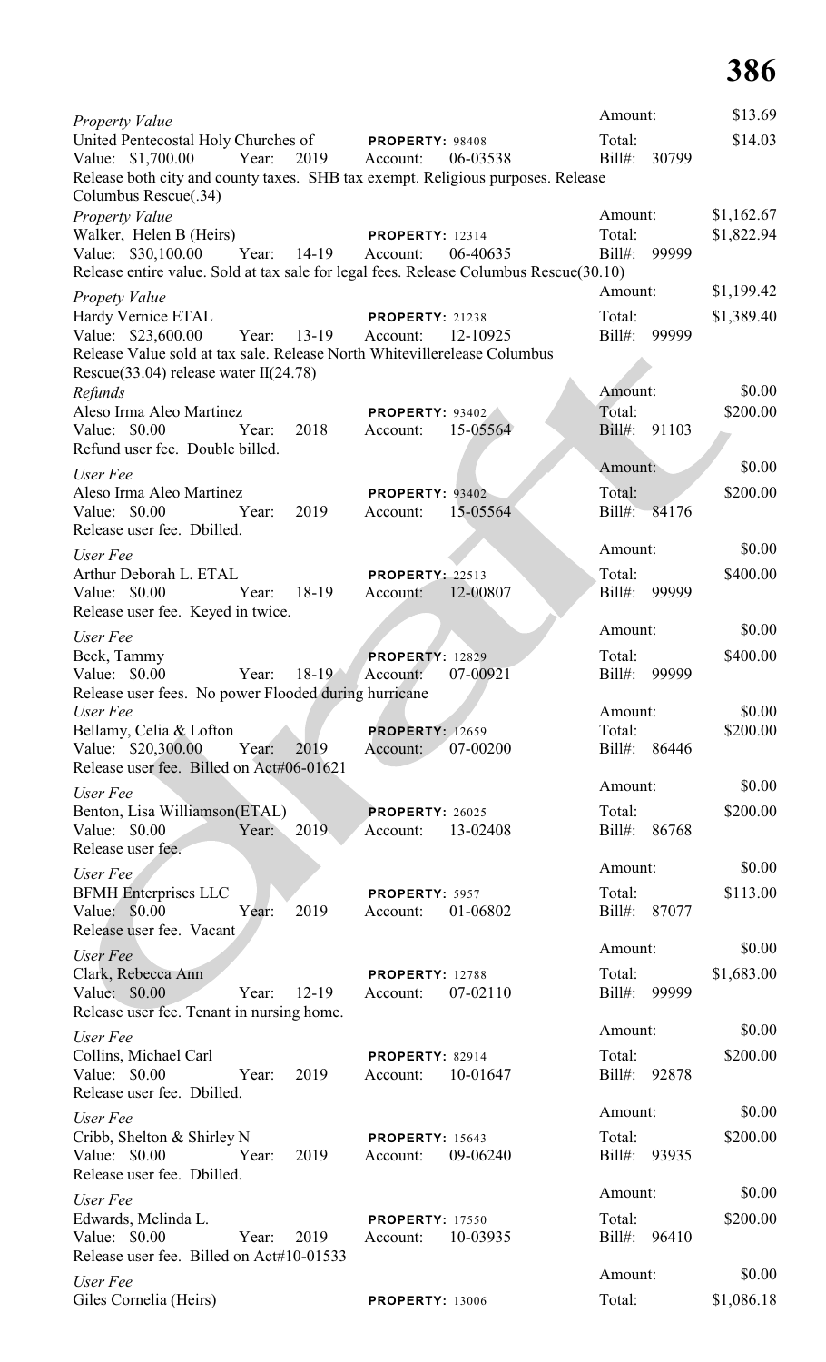| Type / Name / Value | Year | Property / Account | Amount / Total / Bill# | |
|---|---|---|---|---|
| *Property Value* | | | Amount: | $13.69 |
| United Pentecostal Holy Churches of | | PROPERTY: 98408 | Total: | $14.03 |
| Value: $1,700.00 | Year: 2019 | Account: 06-03538 | Bill#: 30799 | |
| Release both city and county taxes. SHB tax exempt. Religious purposes. Release Columbus Rescue(.34) | | | | |
| *Property Value* | | | Amount: | $1,162.67 |
| Walker, Helen B (Heirs) | | PROPERTY: 12314 | Total: | $1,822.94 |
| Value: $30,100.00 | Year: 14-19 | Account: 06-40635 | Bill#: 99999 | |
| Release entire value. Sold at tax sale for legal fees. Release Columbus Rescue(30.10) | | | | |
| *Propety Value* | | | Amount: | $1,199.42 |
| Hardy Vernice ETAL | | PROPERTY: 21238 | Total: | $1,389.40 |
| Value: $23,600.00 | Year: 13-19 | Account: 12-10925 | Bill#: 99999 | |
| Release Value sold at tax sale. Release North Whitevillerelease Columbus Rescue(33.04) release water II(24.78) | | | | |
| *Refunds* | | | Amount: | $0.00 |
| Aleso Irma Aleo Martinez | | PROPERTY: 93402 | Total: | $200.00 |
| Value: $0.00 | Year: 2018 | Account: 15-05564 | Bill#: 91103 | |
| Refund user fee. Double billed. | | | | |
| *User Fee* | | | Amount: | $0.00 |
| Aleso Irma Aleo Martinez | | PROPERTY: 93402 | Total: | $200.00 |
| Value: $0.00 | Year: 2019 | Account: 15-05564 | Bill#: 84176 | |
| Release user fee. Dbilled. | | | | |
| *User Fee* | | | Amount: | $0.00 |
| Arthur Deborah L. ETAL | | PROPERTY: 22513 | Total: | $400.00 |
| Value: $0.00 | Year: 18-19 | Account: 12-00807 | Bill#: 99999 | |
| Release user fee. Keyed in twice. | | | | |
| *User Fee* | | | Amount: | $0.00 |
| Beck, Tammy | | PROPERTY: 12829 | Total: | $400.00 |
| Value: $0.00 | Year: 18-19 | Account: 07-00921 | Bill#: 99999 | |
| Release user fees. No power Flooded during hurricane | | | | |
| *User Fee* | | | Amount: | $0.00 |
| Bellamy, Celia & Lofton | | PROPERTY: 12659 | Total: | $200.00 |
| Value: $20,300.00 | Year: 2019 | Account: 07-00200 | Bill#: 86446 | |
| Release user fee. Billed on Act#06-01621 | | | | |
| *User Fee* | | | Amount: | $0.00 |
| Benton, Lisa Williamson(ETAL) | | PROPERTY: 26025 | Total: | $200.00 |
| Value: $0.00 | Year: 2019 | Account: 13-02408 | Bill#: 86768 | |
| Release user fee. | | | | |
| *User Fee* | | | Amount: | $0.00 |
| BFMH Enterprises LLC | | PROPERTY: 5957 | Total: | $113.00 |
| Value: $0.00 | Year: 2019 | Account: 01-06802 | Bill#: 87077 | |
| Release user fee. Vacant | | | | |
| *User Fee* | | | Amount: | $0.00 |
| Clark, Rebecca Ann | | PROPERTY: 12788 | Total: | $1,683.00 |
| Value: $0.00 | Year: 12-19 | Account: 07-02110 | Bill#: 99999 | |
| Release user fee. Tenant in nursing home. | | | | |
| *User Fee* | | | Amount: | $0.00 |
| Collins, Michael Carl | | PROPERTY: 82914 | Total: | $200.00 |
| Value: $0.00 | Year: 2019 | Account: 10-01647 | Bill#: 92878 | |
| Release user fee. Dbilled. | | | | |
| *User Fee* | | | Amount: | $0.00 |
| Cribb, Shelton & Shirley N | | PROPERTY: 15643 | Total: | $200.00 |
| Value: $0.00 | Year: 2019 | Account: 09-06240 | Bill#: 93935 | |
| Release user fee. Dbilled. | | | | |
| *User Fee* | | | Amount: | $0.00 |
| Edwards, Melinda L. | | PROPERTY: 17550 | Total: | $200.00 |
| Value: $0.00 | Year: 2019 | Account: 10-03935 | Bill#: 96410 | |
| Release user fee. Billed on Act#10-01533 | | | | |
| *User Fee* | | | Amount: | $0.00 |
| Giles Cornelia (Heirs) | | PROPERTY: 13006 | Total: | $1,086.18 |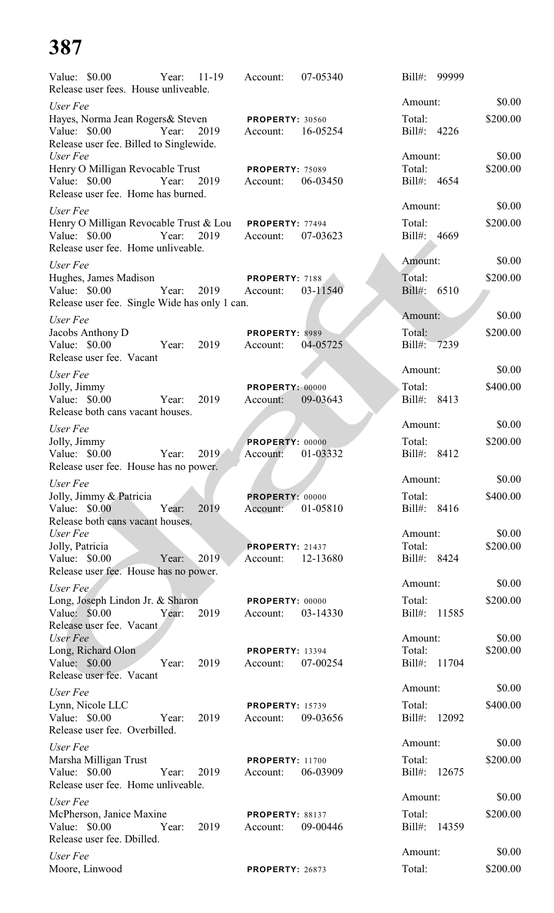Value: $0.00 Year: 11-19 Account: 07-05340 Bill#: 99999
Release user fees. House unliveable.

*User Fee* Amount: $0.00
Hayes, Norma Jean Rogers& Steven **PROPERTY:** 30560 Total: $200.00
Value: $0.00 Year: 2019 Account: 16-05254 Bill#: 4226
Release user fee. Billed to Singlewide.

*User Fee* Amount: $0.00
Henry O Milligan Revocable Trust **PROPERTY:** 75089 Total: $200.00
Value: $0.00 Year: 2019 Account: 06-03450 Bill#: 4654
Release user fee. Home has burned.

*User Fee* Amount: $0.00
Henry O Milligan Revocable Trust & Lou **PROPERTY:** 77494 Total: $200.00
Value: $0.00 Year: 2019 Account: 07-03623 Bill#: 4669
Release user fee. Home unliveable.

*User Fee* Amount: $0.00
Hughes, James Madison **PROPERTY:** 7188 Total: $200.00
Value: $0.00 Year: 2019 Account: 03-11540 Bill#: 6510
Release user fee. Single Wide has only 1 can.

*User Fee* Amount: $0.00
Jacobs Anthony D **PROPERTY:** 8989 Total: $200.00
Value: $0.00 Year: 2019 Account: 04-05725 Bill#: 7239
Release user fee. Vacant

*User Fee* Amount: $0.00
Jolly, Jimmy **PROPERTY:** 00000 Total: $400.00
Value: $0.00 Year: 2019 Account: 09-03643 Bill#: 8413
Release both cans vacant houses.

*User Fee* Amount: $0.00
Jolly, Jimmy **PROPERTY:** 00000 Total: $200.00
Value: $0.00 Year: 2019 Account: 01-03332 Bill#: 8412
Release user fee. House has no power.

*User Fee* Amount: $0.00
Jolly, Jimmy & Patricia **PROPERTY:** 00000 Total: $400.00
Value: $0.00 Year: 2019 Account: 01-05810 Bill#: 8416
Release both cans vacant houses.

*User Fee* Amount: $0.00
Jolly, Patricia **PROPERTY:** 21437 Total: $200.00
Value: $0.00 Year: 2019 Account: 12-13680 Bill#: 8424
Release user fee. House has no power.

*User Fee* Amount: $0.00
Long, Joseph Lindon Jr. & Sharon **PROPERTY:** 00000 Total: $200.00
Value: $0.00 Year: 2019 Account: 03-14330 Bill#: 11585
Release user fee. Vacant

*User Fee* Amount: $0.00
Long, Richard Olon **PROPERTY:** 13394 Total: $200.00
Value: $0.00 Year: 2019 Account: 07-00254 Bill#: 11704
Release user fee. Vacant

*User Fee* Amount: $0.00
Lynn, Nicole LLC **PROPERTY:** 15739 Total: $400.00
Value: $0.00 Year: 2019 Account: 09-03656 Bill#: 12092
Release user fee. Overbilled.

*User Fee* Amount: $0.00
Marsha Milligan Trust **PROPERTY:** 11700 Total: $200.00
Value: $0.00 Year: 2019 Account: 06-03909 Bill#: 12675
Release user fee. Home unliveable.

*User Fee* Amount: $0.00
McPherson, Janice Maxine **PROPERTY:** 88137 Total: $200.00
Value: $0.00 Year: 2019 Account: 09-00446 Bill#: 14359
Release user fee. Dbilled.

*User Fee* Amount: $0.00
Moore, Linwood **PROPERTY:** 26873 Total: $200.00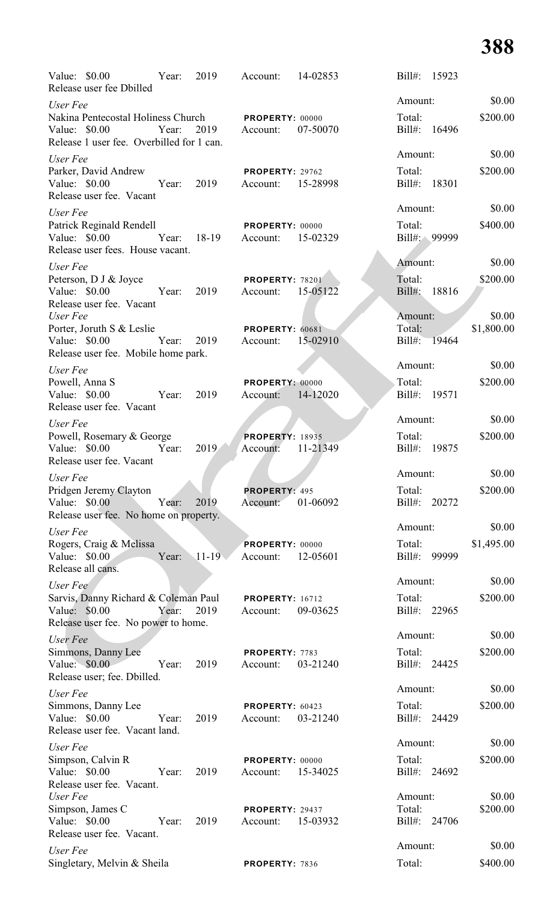Value: $0.00 Year: 2019 Account: 14-02853 Bill#: 15923
Release user fee Dbilled

Amount: $0.00

*User Fee*
Nakina Pentecostal Holiness Church PROPERTY: 00000 Total: $200.00
Value: $0.00 Year: 2019 Account: 07-50070 Bill#: 16496
Release 1 user fee. Overbilled for 1 can.

Amount: $0.00

*User Fee*
Parker, David Andrew PROPERTY: 29762 Total: $200.00
Value: $0.00 Year: 2019 Account: 15-28998 Bill#: 18301
Release user fee. Vacant

Amount: $0.00

*User Fee*
Patrick Reginald Rendell PROPERTY: 00000 Total: $400.00
Value: $0.00 Year: 18-19 Account: 15-02329 Bill#: 99999
Release user fees. House vacant.

Amount: $0.00

*User Fee*
Peterson, D J & Joyce PROPERTY: 78201 Total: $200.00
Value: $0.00 Year: 2019 Account: 15-05122 Bill#: 18816
Release user fee. Vacant

Amount: $0.00

*User Fee*
Porter, Joruth S & Leslie PROPERTY: 60681 Total: $1,800.00
Value: $0.00 Year: 2019 Account: 15-02910 Bill#: 19464
Release user fee. Mobile home park.

Amount: $0.00

*User Fee*
Powell, Anna S PROPERTY: 00000 Total: $200.00
Value: $0.00 Year: 2019 Account: 14-12020 Bill#: 19571
Release user fee. Vacant

Amount: $0.00

*User Fee*
Powell, Rosemary & George PROPERTY: 18935 Total: $200.00
Value: $0.00 Year: 2019 Account: 11-21349 Bill#: 19875
Release user fee. Vacant

Amount: $0.00

*User Fee*
Pridgen Jeremy Clayton PROPERTY: 495 Total: $200.00
Value: $0.00 Year: 2019 Account: 01-06092 Bill#: 20272
Release user fee. No home on property.

Amount: $0.00

*User Fee*
Rogers, Craig & Melissa PROPERTY: 00000 Total: $1,495.00
Value: $0.00 Year: 11-19 Account: 12-05601 Bill#: 99999
Release all cans.

Amount: $0.00

*User Fee*
Sarvis, Danny Richard & Coleman Paul PROPERTY: 16712 Total: $200.00
Value: $0.00 Year: 2019 Account: 09-03625 Bill#: 22965
Release user fee. No power to home.

Amount: $0.00

*User Fee*
Simmons, Danny Lee PROPERTY: 7783 Total: $200.00
Value: $0.00 Year: 2019 Account: 03-21240 Bill#: 24425
Release user; fee. Dbilled.

Amount: $0.00

*User Fee*
Simmons, Danny Lee PROPERTY: 60423 Total: $200.00
Value: $0.00 Year: 2019 Account: 03-21240 Bill#: 24429
Release user fee. Vacant land.

Amount: $0.00

*User Fee*
Simpson, Calvin R PROPERTY: 00000 Total: $200.00
Value: $0.00 Year: 2019 Account: 15-34025 Bill#: 24692
Release user fee. Vacant.

Amount: $0.00

*User Fee*
Simpson, James C PROPERTY: 29437 Total: $200.00
Value: $0.00 Year: 2019 Account: 15-03932 Bill#: 24706
Release user fee. Vacant.

Amount: $0.00

*User Fee*
Singletary, Melvin & Sheila PROPERTY: 7836 Total: $400.00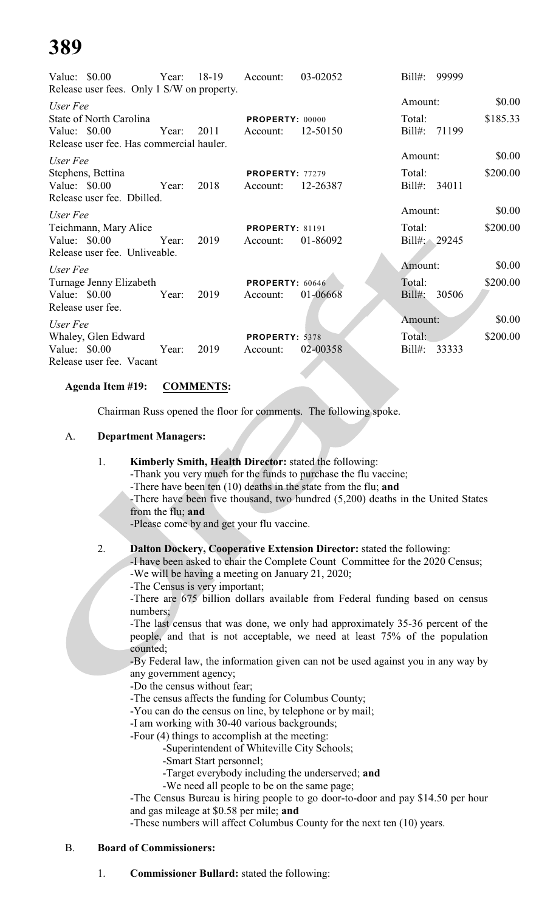| | | | | | |
|---|---|---|---|---|---|
| Value: $0.00 | Year: 18-19 | Account: 03-02052 | | Bill#: 99999 | |
| Release user fees. Only 1 S/W on property. | | | | | |
| *User Fee* | | | | Amount: | $0.00 |
| State of North Carolina | | **PROPERTY:** 00000 | | Total: | $185.33 |
| Value: $0.00 | Year: 2011 | Account: 12-50150 | | Bill#: 71199 | |
| Release user fee. Has commercial hauler. | | | | | |
| *User Fee* | | | | Amount: | $0.00 |
| Stephens, Bettina | | **PROPERTY:** 77279 | | Total: | $200.00 |
| Value: $0.00 | Year: 2018 | Account: 12-26387 | | Bill#: 34011 | |
| Release user fee. Dbilled. | | | | | |
| *User Fee* | | | | Amount: | $0.00 |
| Teichmann, Mary Alice | | **PROPERTY:** 81191 | | Total: | $200.00 |
| Value: $0.00 | Year: 2019 | Account: 01-86092 | | Bill#: 29245 | |
| Release user fee. Unliveable. | | | | | |
| *User Fee* | | | | Amount: | $0.00 |
| Turnage Jenny Elizabeth | | **PROPERTY:** 60646 | | Total: | $200.00 |
| Value: $0.00 | Year: 2019 | Account: 01-06668 | | Bill#: 30506 | |
| Release user fee. | | | | | |
| *User Fee* | | | | Amount: | $0.00 |
| Whaley, Glen Edward | | **PROPERTY:** 5378 | | Total: | $200.00 |
| Value: $0.00 | Year: 2019 | Account: 02-00358 | | Bill#: 33333 | |
| Release user fee. Vacant | | | | | |

**Agenda Item #19: COMMENTS:**

Chairman Russ opened the floor for comments. The following spoke.

A. **Department Managers:**

1. **Kimberly Smith, Health Director:** stated the following:
   -Thank you very much for the funds to purchase the flu vaccine;
   -There have been ten (10) deaths in the state from the flu; **and**
   -There have been five thousand, two hundred (5,200) deaths in the United States from the flu; **and**
   -Please come by and get your flu vaccine.

2. **Dalton Dockery, Cooperative Extension Director:** stated the following:
   -I have been asked to chair the Complete Count Committee for the 2020 Census;
   -We will be having a meeting on January 21, 2020;
   -The Census is very important;
   -There are 675 billion dollars available from Federal funding based on census numbers;
   -The last census that was done, we only had approximately 35-36 percent of the people, and that is not acceptable, we need at least 75% of the population counted;
   -By Federal law, the information given can not be used against you in any way by any government agency;
   -Do the census without fear;
   -The census affects the funding for Columbus County;
   -You can do the census on line, by telephone or by mail;
   -I am working with 30-40 various backgrounds;
   -Four (4) things to accomplish at the meeting:
     -Superintendent of Whiteville City Schools;
     -Smart Start personnel;
     -Target everybody including the underserved; **and**
     -We need all people to be on the same page;
   -The Census Bureau is hiring people to go door-to-door and pay $14.50 per hour and gas mileage at $0.58 per mile; **and**
   -These numbers will affect Columbus County for the next ten (10) years.

B. **Board of Commissioners:**

1. **Commissioner Bullard:** stated the following: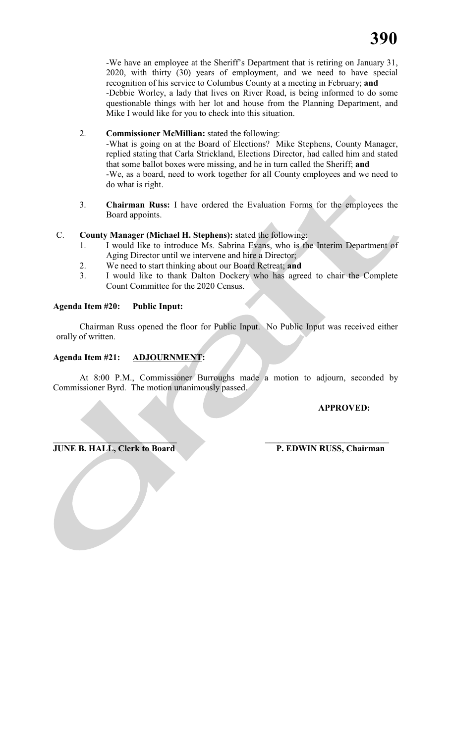-We have an employee at the Sheriff's Department that is retiring on January 31, 2020, with thirty (30) years of employment, and we need to have special recognition of his service to Columbus County at a meeting in February; **and**

-Debbie Worley, a lady that lives on River Road, is being informed to do some questionable things with her lot and house from the Planning Department, and Mike I would like for you to check into this situation.

2. **Commissioner McMillian:** stated the following:

   -What is going on at the Board of Elections? Mike Stephens, County Manager, replied stating that Carla Strickland, Elections Director, had called him and stated that some ballot boxes were missing, and he in turn called the Sheriff; **and**

   -We, as a board, need to work together for all County employees and we need to do what is right.

3. **Chairman Russ:** I have ordered the Evaluation Forms for the employees the Board appoints.

C. **County Manager (Michael H. Stephens):** stated the following:

1. I would like to introduce Ms. Sabrina Evans, who is the Interim Department of Aging Director until we intervene and hire a Director;
2. We need to start thinking about our Board Retreat; **and**
3. I would like to thank Dalton Dockery who has agreed to chair the Complete Count Committee for the 2020 Census.

**Agenda Item #20: Public Input:**

Chairman Russ opened the floor for Public Input. No Public Input was received either orally of written.

**Agenda Item #21: <u>ADJOURNMENT</u>:**

At 8:00 P.M., Commissioner Burroughs made a motion to adjourn, seconded by Commissioner Byrd. The motion unanimously passed.

**APPROVED:**

______________________________ ______________________________

**JUNE B. HALL, Clerk to Board** **P. EDWIN RUSS, Chairman**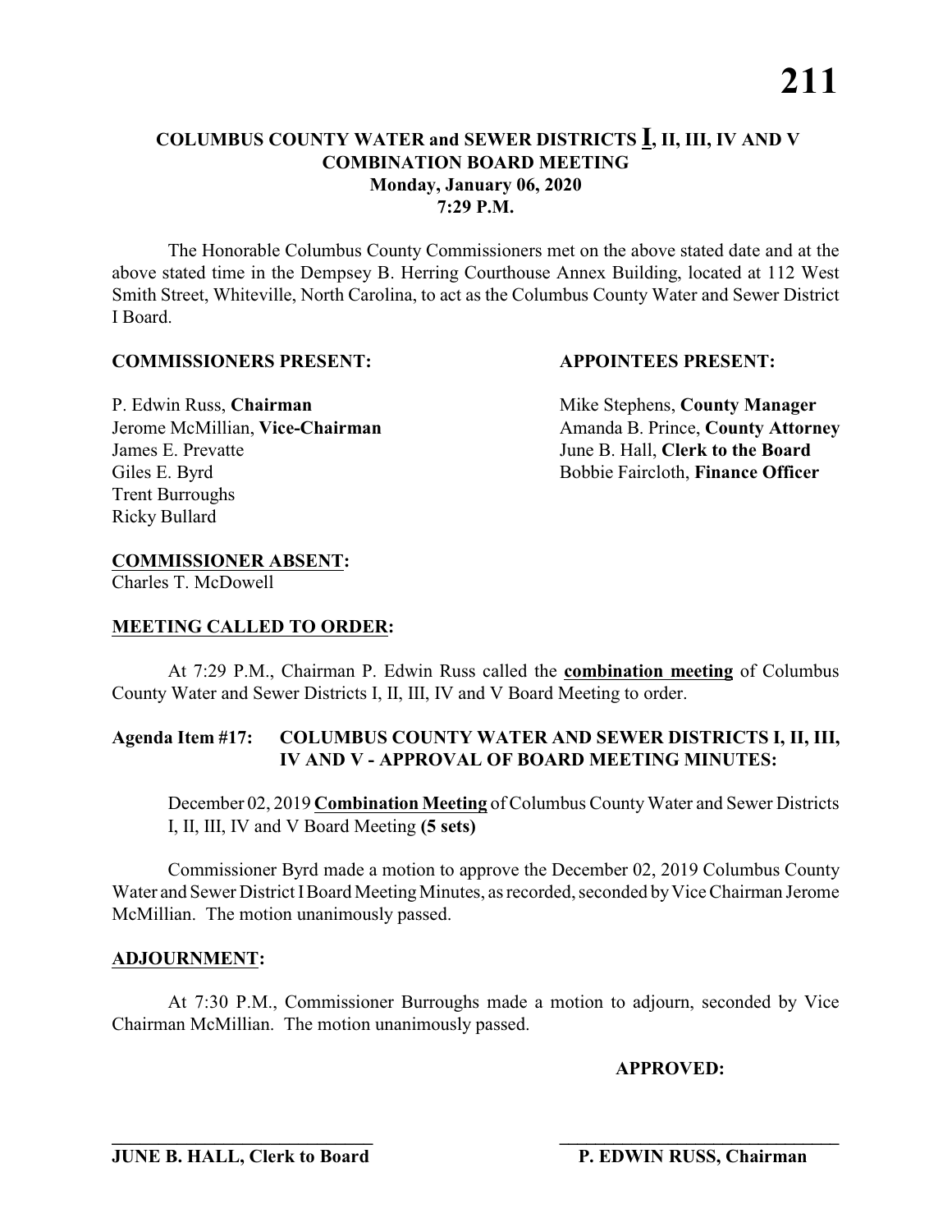# COLUMBUS COUNTY WATER and SEWER DISTRICTS **I**, II, III, IV AND V
## COMBINATION BOARD MEETING
### Monday, January 06, 2020
### 7:29 P.M.

The Honorable Columbus County Commissioners met on the above stated date and at the above stated time in the Dempsey B. Herring Courthouse Annex Building, located at 112 West Smith Street, Whiteville, North Carolina, to act as the Columbus County Water and Sewer District I Board.

**COMMISSIONERS PRESENT:**

P. Edwin Russ, **Chairman**
Jerome McMillian, **Vice-Chairman**
James E. Prevatte
Giles E. Byrd
Trent Burroughs
Ricky Bullard

**APPOINTEES PRESENT:**

Mike Stephens, **County Manager**
Amanda B. Prince, **County Attorney**
June B. Hall, **Clerk to the Board**
Bobbie Faircloth, **Finance Officer**

**COMMISSIONER ABSENT:**
Charles T. McDowell

**MEETING CALLED TO ORDER:**

At 7:29 P.M., Chairman P. Edwin Russ called the **combination meeting** of Columbus County Water and Sewer Districts I, II, III, IV and V Board Meeting to order.

**Agenda Item #17: COLUMBUS COUNTY WATER AND SEWER DISTRICTS I, II, III, IV AND V - APPROVAL OF BOARD MEETING MINUTES:**

December 02, 2019 **Combination Meeting** of Columbus County Water and Sewer Districts I, II, III, IV and V Board Meeting **(5 sets)**

Commissioner Byrd made a motion to approve the December 02, 2019 Columbus County Water and Sewer District I Board Meeting Minutes, as recorded, seconded by Vice Chairman Jerome McMillian. The motion unanimously passed.

**ADJOURNMENT:**

At 7:30 P.M., Commissioner Burroughs made a motion to adjourn, seconded by Vice Chairman McMillian. The motion unanimously passed.

**APPROVED:**

\_\_\_\_\_\_\_\_\_\_\_\_\_\_\_\_\_\_\_\_\_\_\_\_\_\_\_\_\_\_
**JUNE B. HALL, Clerk to Board**

\_\_\_\_\_\_\_\_\_\_\_\_\_\_\_\_\_\_\_\_\_\_\_\_\_\_\_\_\_\_
**P. EDWIN RUSS, Chairman**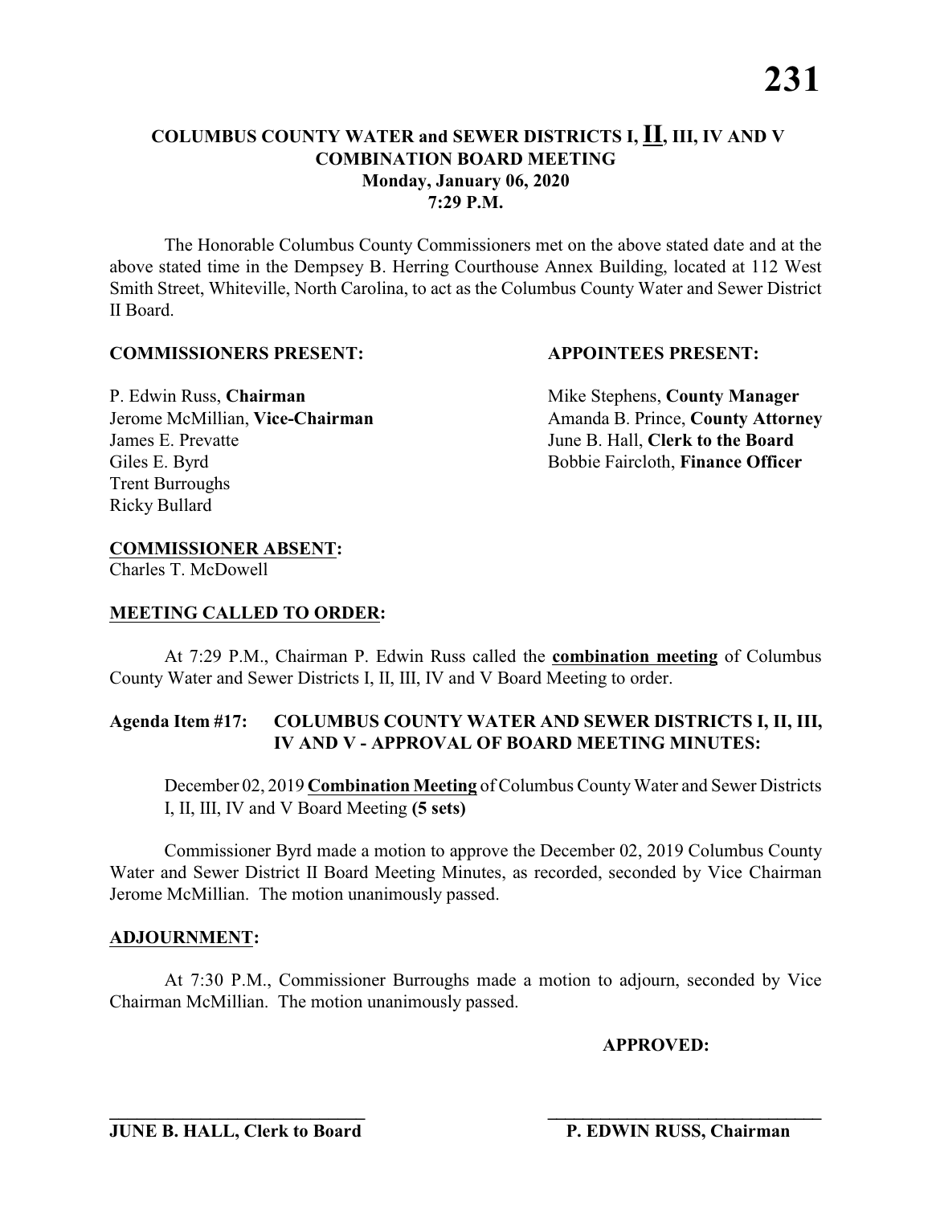# COLUMBUS COUNTY WATER and SEWER DISTRICTS I, II, III, IV AND V COMBINATION BOARD MEETING

**Monday, January 06, 2020**
**7:29 P.M.**

The Honorable Columbus County Commissioners met on the above stated date and at the above stated time in the Dempsey B. Herring Courthouse Annex Building, located at 112 West Smith Street, Whiteville, North Carolina, to act as the Columbus County Water and Sewer District II Board.

**COMMISSIONERS PRESENT:**

P. Edwin Russ, **Chairman**
Jerome McMillian, **Vice-Chairman**
James E. Prevatte
Giles E. Byrd
Trent Burroughs
Ricky Bullard

**APPOINTEES PRESENT:**

Mike Stephens, **County Manager**
Amanda B. Prince, **County Attorney**
June B. Hall, **Clerk to the Board**
Bobbie Faircloth, **Finance Officer**

**COMMISSIONER ABSENT:**
Charles T. McDowell

**MEETING CALLED TO ORDER:**

At 7:29 P.M., Chairman P. Edwin Russ called the **combination meeting** of Columbus County Water and Sewer Districts I, II, III, IV and V Board Meeting to order.

**Agenda Item #17: COLUMBUS COUNTY WATER AND SEWER DISTRICTS I, II, III, IV AND V - APPROVAL OF BOARD MEETING MINUTES:**

December 02, 2019 **Combination Meeting** of Columbus County Water and Sewer Districts I, II, III, IV and V Board Meeting **(5 sets)**

Commissioner Byrd made a motion to approve the December 02, 2019 Columbus County Water and Sewer District II Board Meeting Minutes, as recorded, seconded by Vice Chairman Jerome McMillian. The motion unanimously passed.

**ADJOURNMENT:**

At 7:30 P.M., Commissioner Burroughs made a motion to adjourn, seconded by Vice Chairman McMillian. The motion unanimously passed.

**APPROVED:**

______________________________
**JUNE B. HALL, Clerk to Board**

______________________________
**P. EDWIN RUSS, Chairman**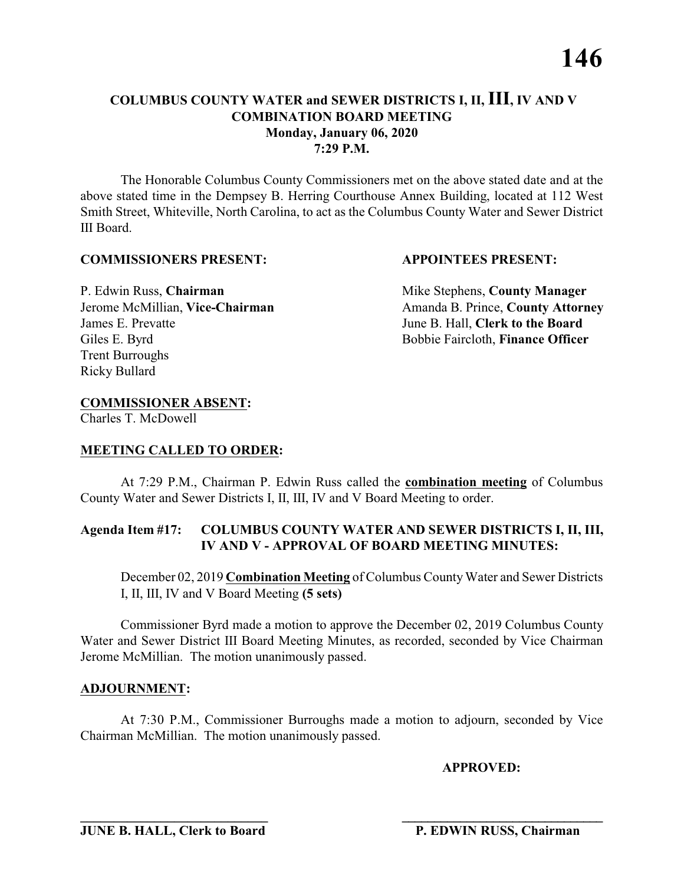# COLUMBUS COUNTY WATER and SEWER DISTRICTS I, II, III, IV AND V
## COMBINATION BOARD MEETING
### Monday, January 06, 2020
### 7:29 P.M.

The Honorable Columbus County Commissioners met on the above stated date and at the above stated time in the Dempsey B. Herring Courthouse Annex Building, located at 112 West Smith Street, Whiteville, North Carolina, to act as the Columbus County Water and Sewer District III Board.

**COMMISSIONERS PRESENT:**

P. Edwin Russ, **Chairman**
Jerome McMillian, **Vice-Chairman**
James E. Prevatte
Giles E. Byrd
Trent Burroughs
Ricky Bullard

**APPOINTEES PRESENT:**

Mike Stephens, **County Manager**
Amanda B. Prince, **County Attorney**
June B. Hall, **Clerk to the Board**
Bobbie Faircloth, **Finance Officer**

**COMMISSIONER ABSENT:**
Charles T. McDowell

**MEETING CALLED TO ORDER:**

At 7:29 P.M., Chairman P. Edwin Russ called the **combination meeting** of Columbus County Water and Sewer Districts I, II, III, IV and V Board Meeting to order.

**Agenda Item #17: COLUMBUS COUNTY WATER AND SEWER DISTRICTS I, II, III, IV AND V - APPROVAL OF BOARD MEETING MINUTES:**

December 02, 2019 **Combination Meeting** of Columbus County Water and Sewer Districts I, II, III, IV and V Board Meeting **(5 sets)**

Commissioner Byrd made a motion to approve the December 02, 2019 Columbus County Water and Sewer District III Board Meeting Minutes, as recorded, seconded by Vice Chairman Jerome McMillian. The motion unanimously passed.

**ADJOURNMENT:**

At 7:30 P.M., Commissioner Burroughs made a motion to adjourn, seconded by Vice Chairman McMillian. The motion unanimously passed.

**APPROVED:**

_____________________________
**JUNE B. HALL, Clerk to Board**

_____________________________
**P. EDWIN RUSS, Chairman**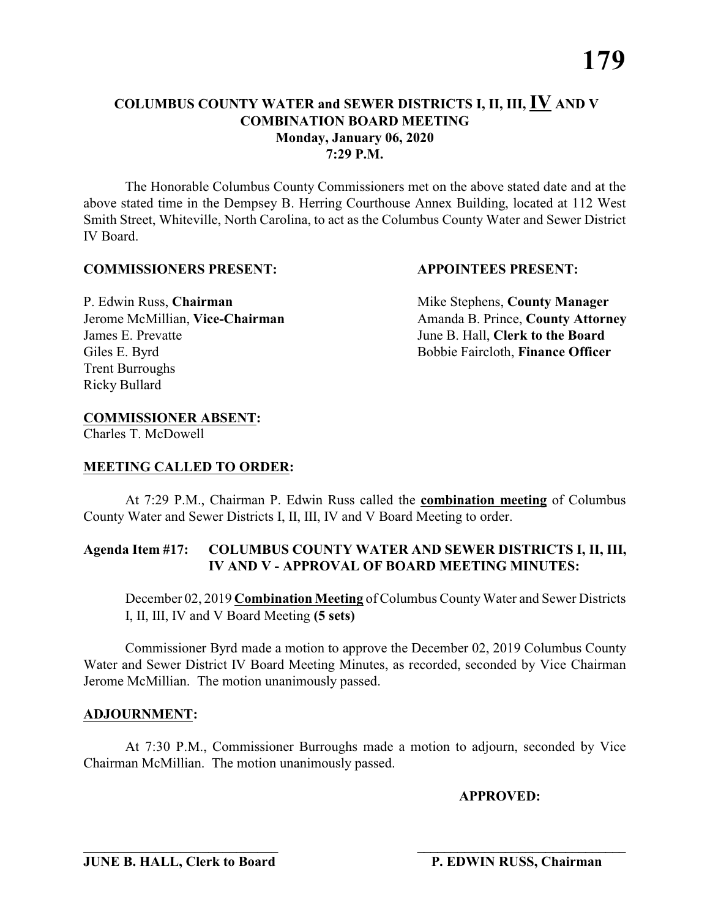# COLUMBUS COUNTY WATER and SEWER DISTRICTS I, II, III, IV AND V COMBINATION BOARD MEETING

**Monday, January 06, 2020**
**7:29 P.M.**

The Honorable Columbus County Commissioners met on the above stated date and at the above stated time in the Dempsey B. Herring Courthouse Annex Building, located at 112 West Smith Street, Whiteville, North Carolina, to act as the Columbus County Water and Sewer District IV Board.

**COMMISSIONERS PRESENT:**

P. Edwin Russ, **Chairman**
Jerome McMillian, **Vice-Chairman**
James E. Prevatte
Giles E. Byrd
Trent Burroughs
Ricky Bullard

**APPOINTEES PRESENT:**

Mike Stephens, **County Manager**
Amanda B. Prince, **County Attorney**
June B. Hall, **Clerk to the Board**
Bobbie Faircloth, **Finance Officer**

**COMMISSIONER ABSENT:**
Charles T. McDowell

**MEETING CALLED TO ORDER:**

At 7:29 P.M., Chairman P. Edwin Russ called the **combination meeting** of Columbus County Water and Sewer Districts I, II, III, IV and V Board Meeting to order.

**Agenda Item #17: COLUMBUS COUNTY WATER AND SEWER DISTRICTS I, II, III, IV AND V - APPROVAL OF BOARD MEETING MINUTES:**

December 02, 2019 **Combination Meeting** of Columbus County Water and Sewer Districts I, II, III, IV and V Board Meeting **(5 sets)**

Commissioner Byrd made a motion to approve the December 02, 2019 Columbus County Water and Sewer District IV Board Meeting Minutes, as recorded, seconded by Vice Chairman Jerome McMillian. The motion unanimously passed.

**ADJOURNMENT:**

At 7:30 P.M., Commissioner Burroughs made a motion to adjourn, seconded by Vice Chairman McMillian. The motion unanimously passed.

**APPROVED:**

\_\_\_\_\_\_\_\_\_\_\_\_\_\_\_\_\_\_\_\_\_\_\_\_\_\_\_\_
**JUNE B. HALL, Clerk to Board**

\_\_\_\_\_\_\_\_\_\_\_\_\_\_\_\_\_\_\_\_\_\_\_\_\_\_\_\_
**P. EDWIN RUSS, Chairman**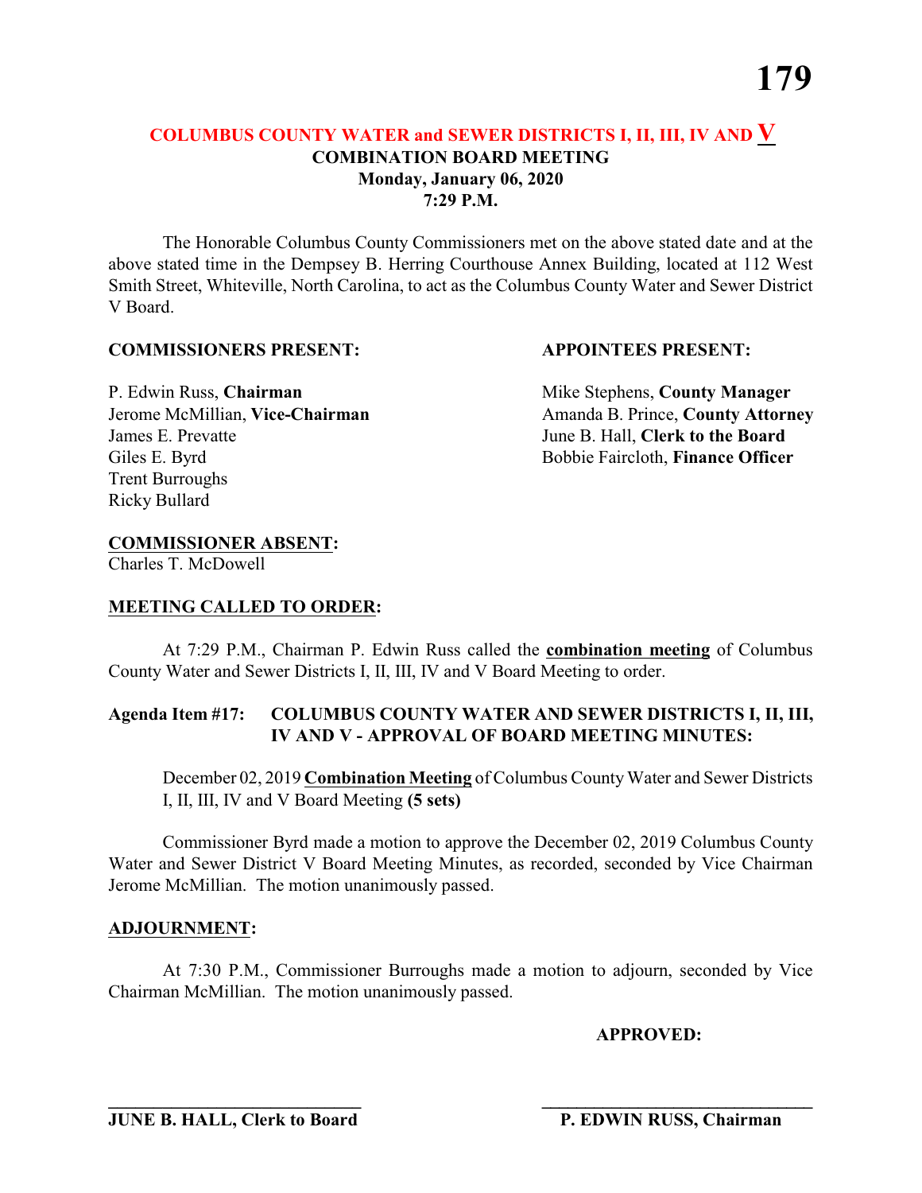## COLUMBUS COUNTY WATER and SEWER DISTRICTS I, II, III, IV AND V
### COMBINATION BOARD MEETING
**Monday, January 06, 2020**
**7:29 P.M.**

The Honorable Columbus County Commissioners met on the above stated date and at the above stated time in the Dempsey B. Herring Courthouse Annex Building, located at 112 West Smith Street, Whiteville, North Carolina, to act as the Columbus County Water and Sewer District V Board.

**COMMISSIONERS PRESENT:**

P. Edwin Russ, **Chairman**
Jerome McMillian, **Vice-Chairman**
James E. Prevatte
Giles E. Byrd
Trent Burroughs
Ricky Bullard

**APPOINTEES PRESENT:**

Mike Stephens, **County Manager**
Amanda B. Prince, **County Attorney**
June B. Hall, **Clerk to the Board**
Bobbie Faircloth, **Finance Officer**

**COMMISSIONER ABSENT:**
Charles T. McDowell

**MEETING CALLED TO ORDER:**

At 7:29 P.M., Chairman P. Edwin Russ called the **combination meeting** of Columbus County Water and Sewer Districts I, II, III, IV and V Board Meeting to order.

**Agenda Item #17: COLUMBUS COUNTY WATER AND SEWER DISTRICTS I, II, III, IV AND V - APPROVAL OF BOARD MEETING MINUTES:**

December 02, 2019 **Combination Meeting** of Columbus County Water and Sewer Districts I, II, III, IV and V Board Meeting **(5 sets)**

Commissioner Byrd made a motion to approve the December 02, 2019 Columbus County Water and Sewer District V Board Meeting Minutes, as recorded, seconded by Vice Chairman Jerome McMillian. The motion unanimously passed.

**ADJOURNMENT:**

At 7:30 P.M., Commissioner Burroughs made a motion to adjourn, seconded by Vice Chairman McMillian. The motion unanimously passed.

**APPROVED:**

______________________________
**JUNE B. HALL, Clerk to Board**

______________________________
**P. EDWIN RUSS, Chairman**